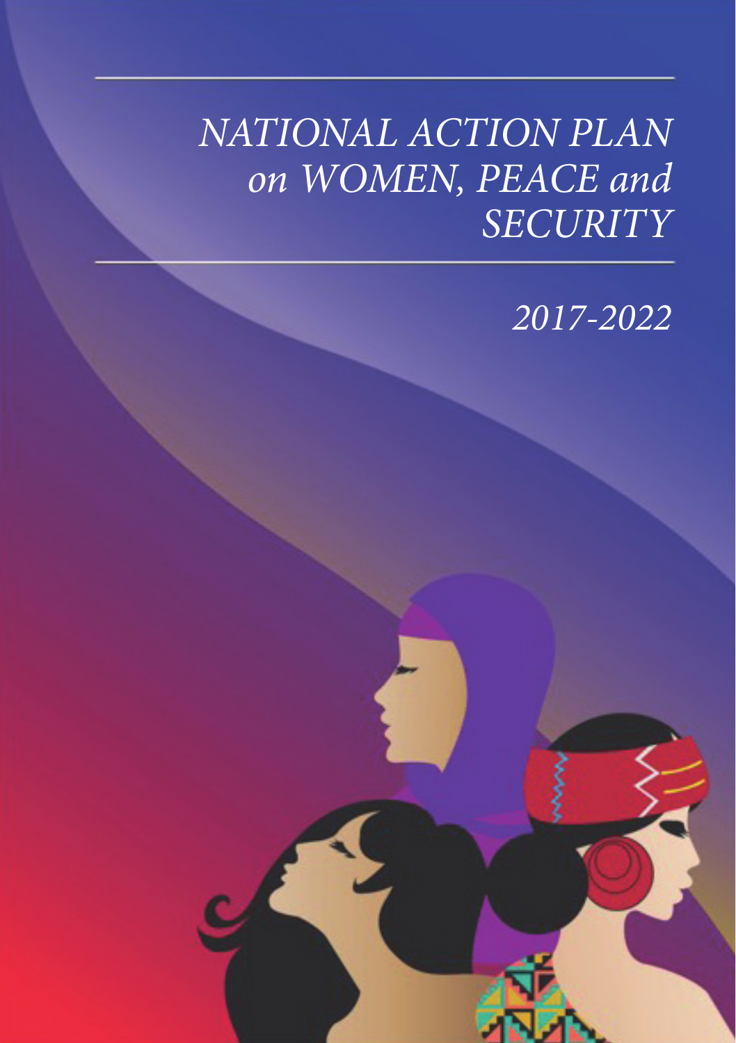# *NATIONAL ACTION PLAN on WOMEN, PEACE and SECURITY*

*2017-2022*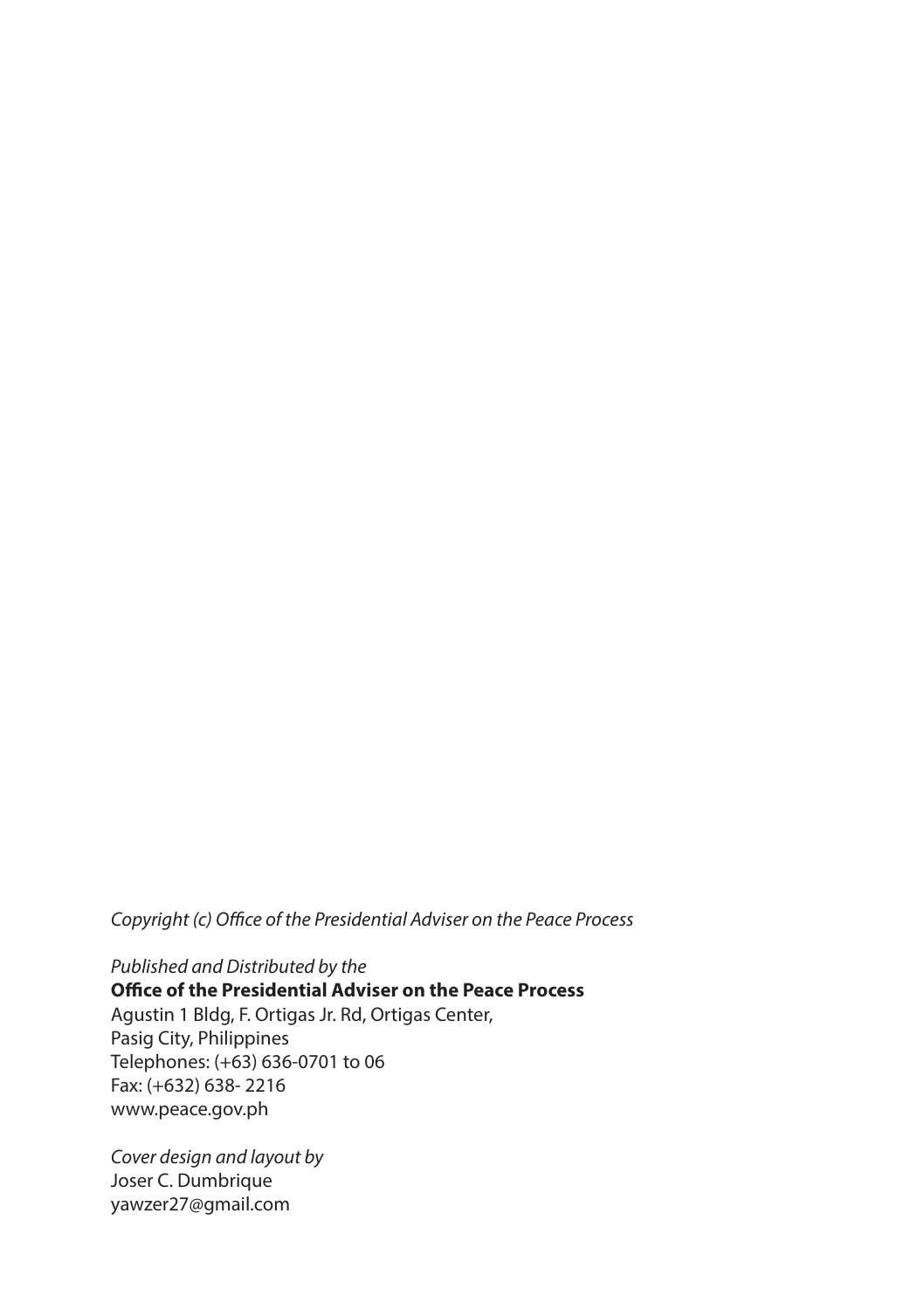*Copyright (c) Office of the Presidential Adviser on the Peace Process*

*Published and Distributed by the*
**Office of the Presidential Adviser on the Peace Process**
Agustin 1 Bldg, F. Ortigas Jr. Rd, Ortigas Center,
Pasig City, Philippines
Telephones: (+63) 636-0701 to 06
Fax: (+632) 638- 2216
www.peace.gov.ph

*Cover design and layout by*
Joser C. Dumbrique
yawzer27@gmail.com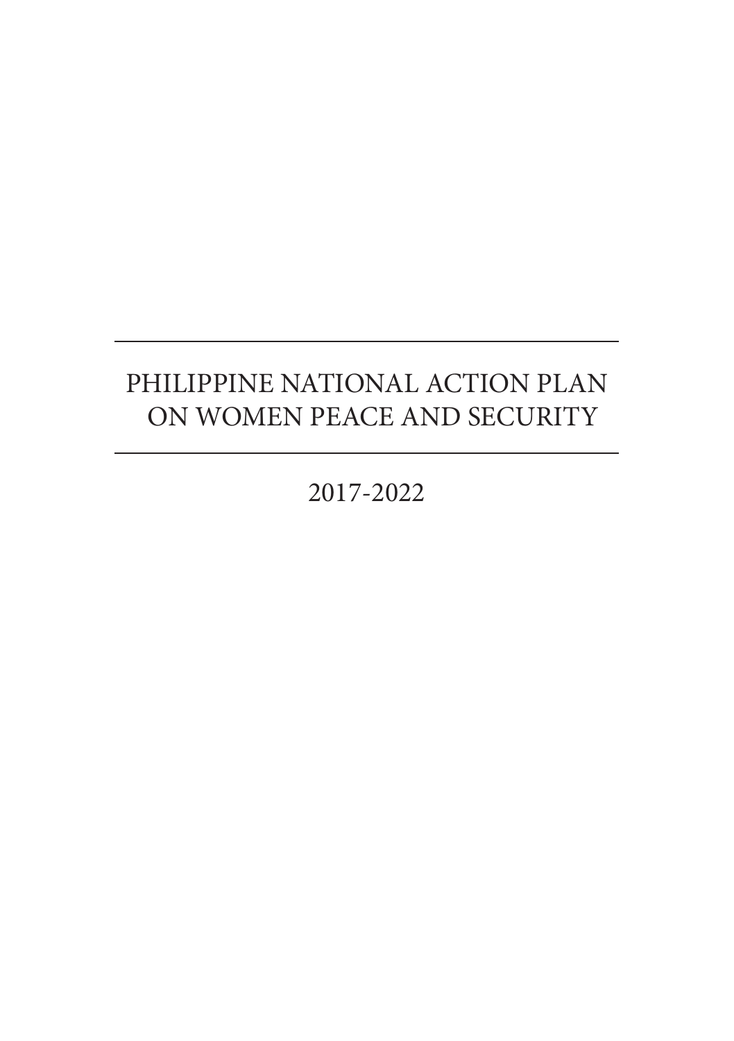# PHILIPPINE NATIONAL ACTION PLAN ON WOMEN PEACE AND SECURITY

2017-2022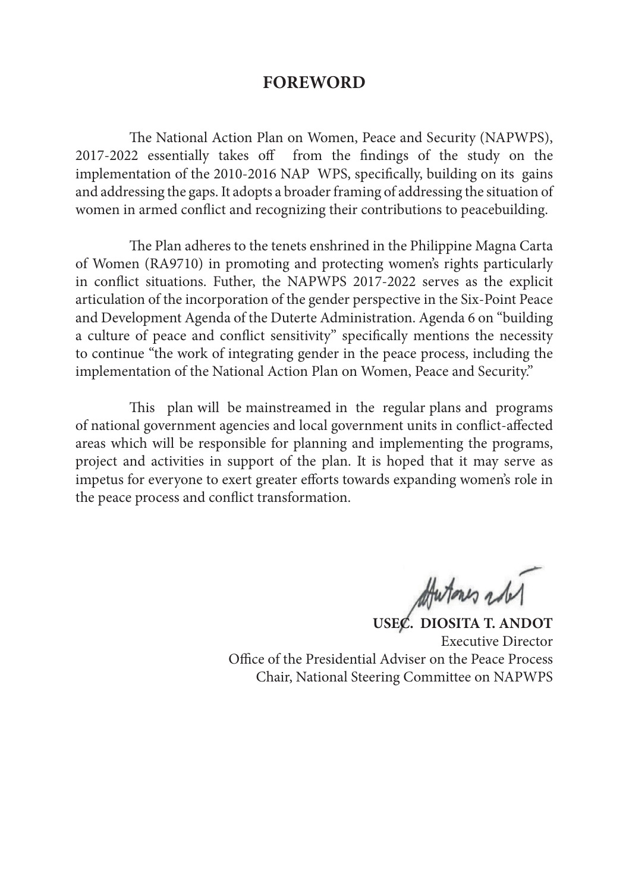# FOREWORD

The National Action Plan on Women, Peace and Security (NAPWPS), 2017-2022 essentially takes off from the findings of the study on the implementation of the 2010-2016 NAP WPS, specifically, building on its gains and addressing the gaps. It adopts a broader framing of addressing the situation of women in armed conflict and recognizing their contributions to peacebuilding.

The Plan adheres to the tenets enshrined in the Philippine Magna Carta of Women (RA9710) in promoting and protecting women's rights particularly in conflict situations. Futher, the NAPWPS 2017-2022 serves as the explicit articulation of the incorporation of the gender perspective in the Six-Point Peace and Development Agenda of the Duterte Administration. Agenda 6 on "building a culture of peace and conflict sensitivity" specifically mentions the necessity to continue "the work of integrating gender in the peace process, including the implementation of the National Action Plan on Women, Peace and Security."

This plan will be mainstreamed in the regular plans and programs of national government agencies and local government units in conflict-affected areas which will be responsible for planning and implementing the programs, project and activities in support of the plan. It is hoped that it may serve as impetus for everyone to exert greater efforts towards expanding women's role in the peace process and conflict transformation.

**USEC. DIOSITA T. ANDOT**
Executive Director
Office of the Presidential Adviser on the Peace Process
Chair, National Steering Committee on NAPWPS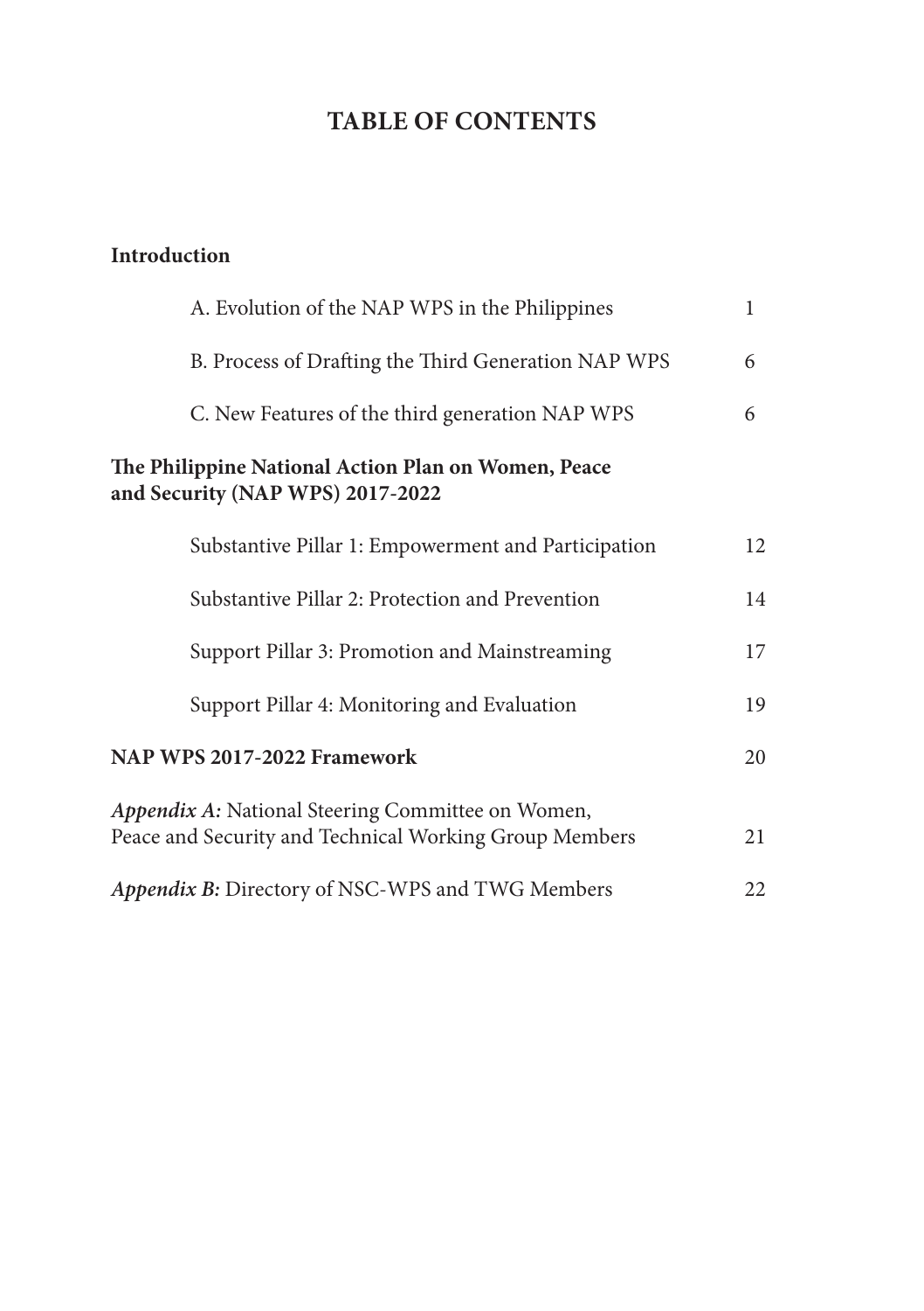# TABLE OF CONTENTS

**Introduction**

| | |
|---|---|
| A. Evolution of the NAP WPS in the Philippines | 1 |
| B. Process of Drafting the Third Generation NAP WPS | 6 |
| C. New Features of the third generation NAP WPS | 6 |

**The Philippine National Action Plan on Women, Peace and Security (NAP WPS) 2017-2022**

| | |
|---|---|
| Substantive Pillar 1: Empowerment and Participation | 12 |
| Substantive Pillar 2: Protection and Prevention | 14 |
| Support Pillar 3: Promotion and Mainstreaming | 17 |
| Support Pillar 4: Monitoring and Evaluation | 19 |

| | |
|---|---|
| **NAP WPS 2017-2022 Framework** | 20 |
| ***Appendix A:*** National Steering Committee on Women, Peace and Security and Technical Working Group Members | 21 |
| ***Appendix B:*** Directory of NSC-WPS and TWG Members | 22 |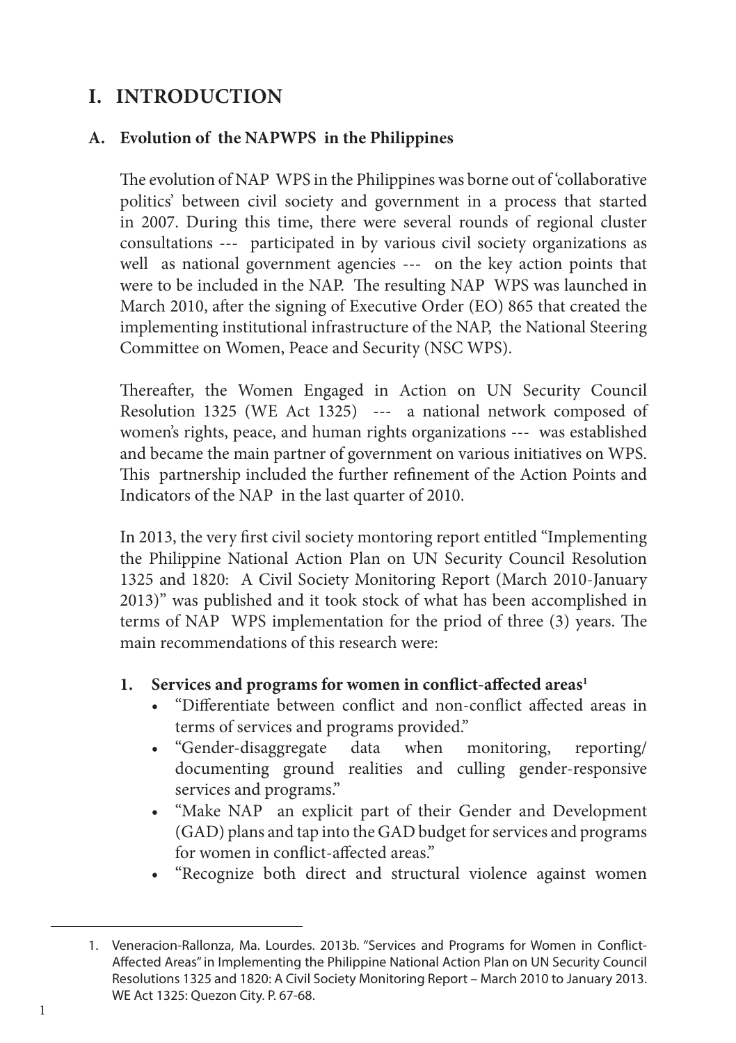# I. INTRODUCTION

## A. Evolution of the NAPWPS in the Philippines

The evolution of NAP WPS in the Philippines was borne out of 'collaborative politics' between civil society and government in a process that started in 2007. During this time, there were several rounds of regional cluster consultations --- participated in by various civil society organizations as well as national government agencies --- on the key action points that were to be included in the NAP. The resulting NAP WPS was launched in March 2010, after the signing of Executive Order (EO) 865 that created the implementing institutional infrastructure of the NAP, the National Steering Committee on Women, Peace and Security (NSC WPS).

Thereafter, the Women Engaged in Action on UN Security Council Resolution 1325 (WE Act 1325) --- a national network composed of women's rights, peace, and human rights organizations --- was established and became the main partner of government on various initiatives on WPS. This partnership included the further refinement of the Action Points and Indicators of the NAP in the last quarter of 2010.

In 2013, the very first civil society montoring report entitled "Implementing the Philippine National Action Plan on UN Security Council Resolution 1325 and 1820: A Civil Society Monitoring Report (March 2010-January 2013)" was published and it took stock of what has been accomplished in terms of NAP WPS implementation for the priod of three (3) years. The main recommendations of this research were:

1. **Services and programs for women in conflict-affected areas**[1]
   - "Differentiate between conflict and non-conflict affected areas in terms of services and programs provided."
   - "Gender-disaggregate data when monitoring, reporting/ documenting ground realities and culling gender-responsive services and programs."
   - "Make NAP an explicit part of their Gender and Development (GAD) plans and tap into the GAD budget for services and programs for women in conflict-affected areas."
   - "Recognize both direct and structural violence against women

---

1. Veneracion-Rallonza, Ma. Lourdes. 2013b. "Services and Programs for Women in Conflict-Affected Areas" in Implementing the Philippine National Action Plan on UN Security Council Resolutions 1325 and 1820: A Civil Society Monitoring Report – March 2010 to January 2013. WE Act 1325: Quezon City. P. 67-68.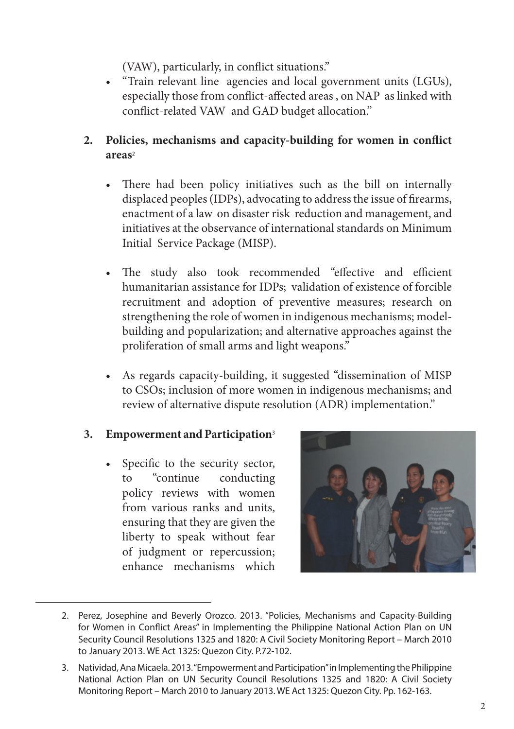(VAW), particularly, in conflict situations."

- "Train relevant line agencies and local government units (LGUs), especially those from conflict-affected areas , on NAP as linked with conflict-related VAW and GAD budget allocation."

2. **Policies, mechanisms and capacity-building for women in conflict areas**[2]

   - There had been policy initiatives such as the bill on internally displaced peoples (IDPs), advocating to address the issue of firearms, enactment of a law on disaster risk reduction and management, and initiatives at the observance of international standards on Minimum Initial Service Package (MISP).

   - The study also took recommended "effective and efficient humanitarian assistance for IDPs; validation of existence of forcible recruitment and adoption of preventive measures; research on strengthening the role of women in indigenous mechanisms; model-building and popularization; and alternative approaches against the proliferation of small arms and light weapons."

   - As regards capacity-building, it suggested "dissemination of MISP to CSOs; inclusion of more women in indigenous mechanisms; and review of alternative dispute resolution (ADR) implementation."

3. **Empowerment and Participation**[3]

   - Specific to the security sector, to "continue conducting policy reviews with women from various ranks and units, ensuring that they are given the liberty to speak without fear of judgment or repercussion; enhance mechanisms which

---

2. Perez, Josephine and Beverly Orozco. 2013. "Policies, Mechanisms and Capacity-Building for Women in Conflict Areas" in Implementing the Philippine National Action Plan on UN Security Council Resolutions 1325 and 1820: A Civil Society Monitoring Report – March 2010 to January 2013. WE Act 1325: Quezon City. P.72-102.

3. Natividad, Ana Micaela. 2013. "Empowerment and Participation" in Implementing the Philippine National Action Plan on UN Security Council Resolutions 1325 and 1820: A Civil Society Monitoring Report – March 2010 to January 2013. WE Act 1325: Quezon City. Pp. 162-163.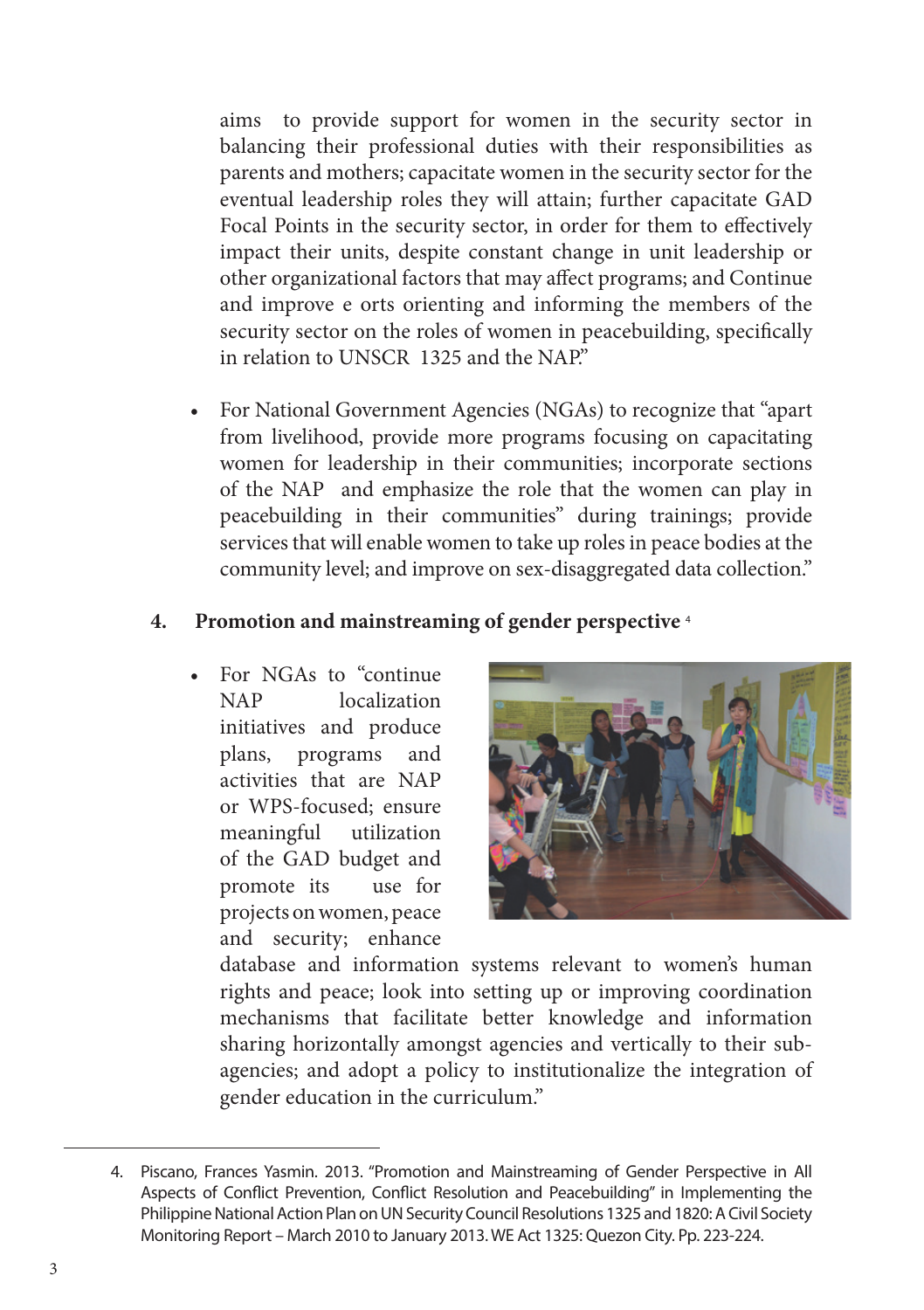aims to provide support for women in the security sector in balancing their professional duties with their responsibilities as parents and mothers; capacitate women in the security sector for the eventual leadership roles they will attain; further capacitate GAD Focal Points in the security sector, in order for them to effectively impact their units, despite constant change in unit leadership or other organizational factors that may affect programs; and Continue and improve e orts orienting and informing the members of the security sector on the roles of women in peacebuilding, specifically in relation to UNSCR 1325 and the NAP."

- For National Government Agencies (NGAs) to recognize that "apart from livelihood, provide more programs focusing on capacitating women for leadership in their communities; incorporate sections of the NAP and emphasize the role that the women can play in peacebuilding in their communities" during trainings; provide services that will enable women to take up roles in peace bodies at the community level; and improve on sex-disaggregated data collection."

**4. Promotion and mainstreaming of gender perspective** [4]

- For NGAs to "continue NAP localization initiatives and produce plans, programs and activities that are NAP or WPS-focused; ensure meaningful utilization of the GAD budget and promote its use for projects on women, peace and security; enhance database and information systems relevant to women's human rights and peace; look into setting up or improving coordination mechanisms that facilitate better knowledge and information sharing horizontally amongst agencies and vertically to their sub-agencies; and adopt a policy to institutionalize the integration of gender education in the curriculum."

4. Piscano, Frances Yasmin. 2013. "Promotion and Mainstreaming of Gender Perspective in All Aspects of Conflict Prevention, Conflict Resolution and Peacebuilding" in Implementing the Philippine National Action Plan on UN Security Council Resolutions 1325 and 1820: A Civil Society Monitoring Report – March 2010 to January 2013. WE Act 1325: Quezon City. Pp. 223-224.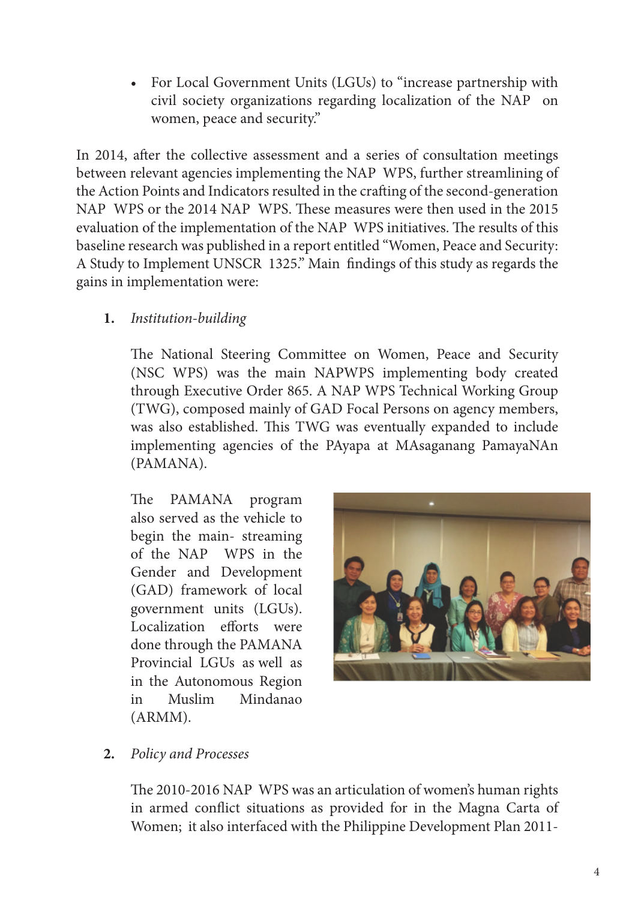- For Local Government Units (LGUs) to "increase partnership with civil society organizations regarding localization of the NAP on women, peace and security."

In 2014, after the collective assessment and a series of consultation meetings between relevant agencies implementing the NAP WPS, further streamlining of the Action Points and Indicators resulted in the crafting of the second-generation NAP WPS or the 2014 NAP WPS. These measures were then used in the 2015 evaluation of the implementation of the NAP WPS initiatives. The results of this baseline research was published in a report entitled "Women, Peace and Security: A Study to Implement UNSCR 1325." Main findings of this study as regards the gains in implementation were:

1. *Institution-building*

   The National Steering Committee on Women, Peace and Security (NSC WPS) was the main NAPWPS implementing body created through Executive Order 865. A NAP WPS Technical Working Group (TWG), composed mainly of GAD Focal Persons on agency members, was also established. This TWG was eventually expanded to include implementing agencies of the PAyapa at MAsaganang PamayaNAn (PAMANA).

   The PAMANA program also served as the vehicle to begin the main- streaming of the NAP WPS in the Gender and Development (GAD) framework of local government units (LGUs). Localization efforts were done through the PAMANA Provincial LGUs as well as in the Autonomous Region in Muslim Mindanao (ARMM).

2. *Policy and Processes*

   The 2010-2016 NAP WPS was an articulation of women's human rights in armed conflict situations as provided for in the Magna Carta of Women; it also interfaced with the Philippine Development Plan 2011-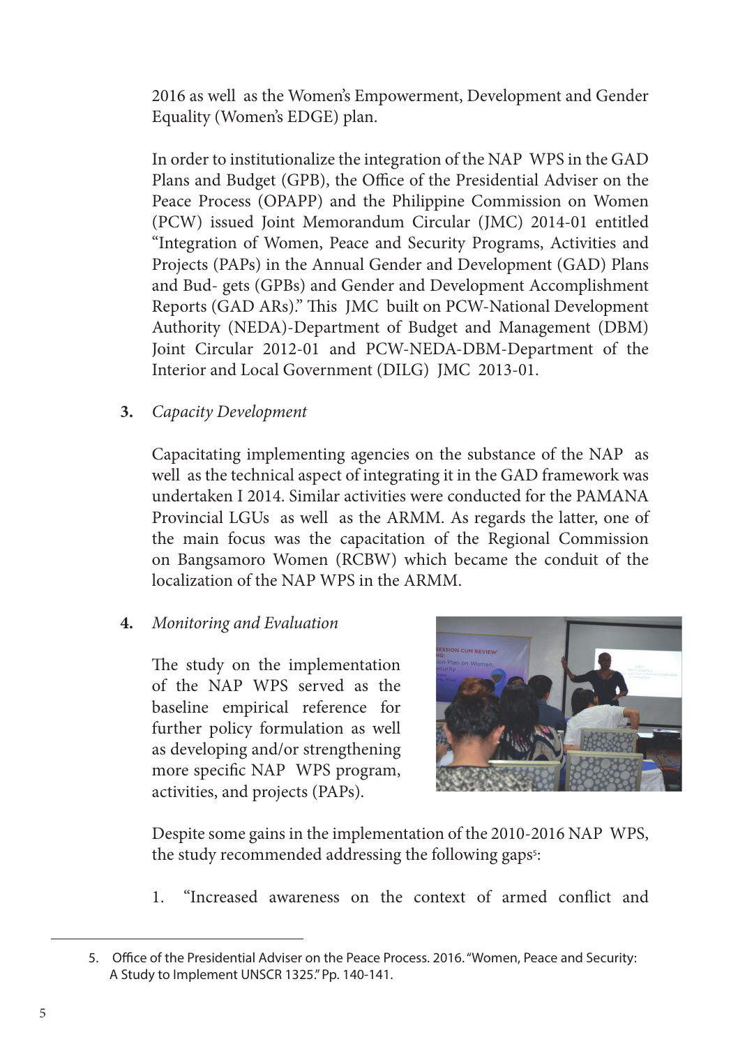2016 as well as the Women's Empowerment, Development and Gender Equality (Women's EDGE) plan.

In order to institutionalize the integration of the NAP WPS in the GAD Plans and Budget (GPB), the Office of the Presidential Adviser on the Peace Process (OPAPP) and the Philippine Commission on Women (PCW) issued Joint Memorandum Circular (JMC) 2014-01 entitled "Integration of Women, Peace and Security Programs, Activities and Projects (PAPs) in the Annual Gender and Development (GAD) Plans and Bud- gets (GPBs) and Gender and Development Accomplishment Reports (GAD ARs)." This JMC built on PCW-National Development Authority (NEDA)-Department of Budget and Management (DBM) Joint Circular 2012-01 and PCW-NEDA-DBM-Department of the Interior and Local Government (DILG) JMC 2013-01.

**3.** *Capacity Development*

Capacitating implementing agencies on the substance of the NAP as well as the technical aspect of integrating it in the GAD framework was undertaken I 2014. Similar activities were conducted for the PAMANA Provincial LGUs as well as the ARMM. As regards the latter, one of the main focus was the capacitation of the Regional Commission on Bangsamoro Women (RCBW) which became the conduit of the localization of the NAP WPS in the ARMM.

**4.** *Monitoring and Evaluation*

The study on the implementation of the NAP WPS served as the baseline empirical reference for further policy formulation as well as developing and/or strengthening more specific NAP WPS program, activities, and projects (PAPs).

Despite some gains in the implementation of the 2010-2016 NAP WPS, the study recommended addressing the following gaps[5]:

1. "Increased awareness on the context of armed conflict and

---

5. Office of the Presidential Adviser on the Peace Process. 2016. "Women, Peace and Security: A Study to Implement UNSCR 1325." Pp. 140-141.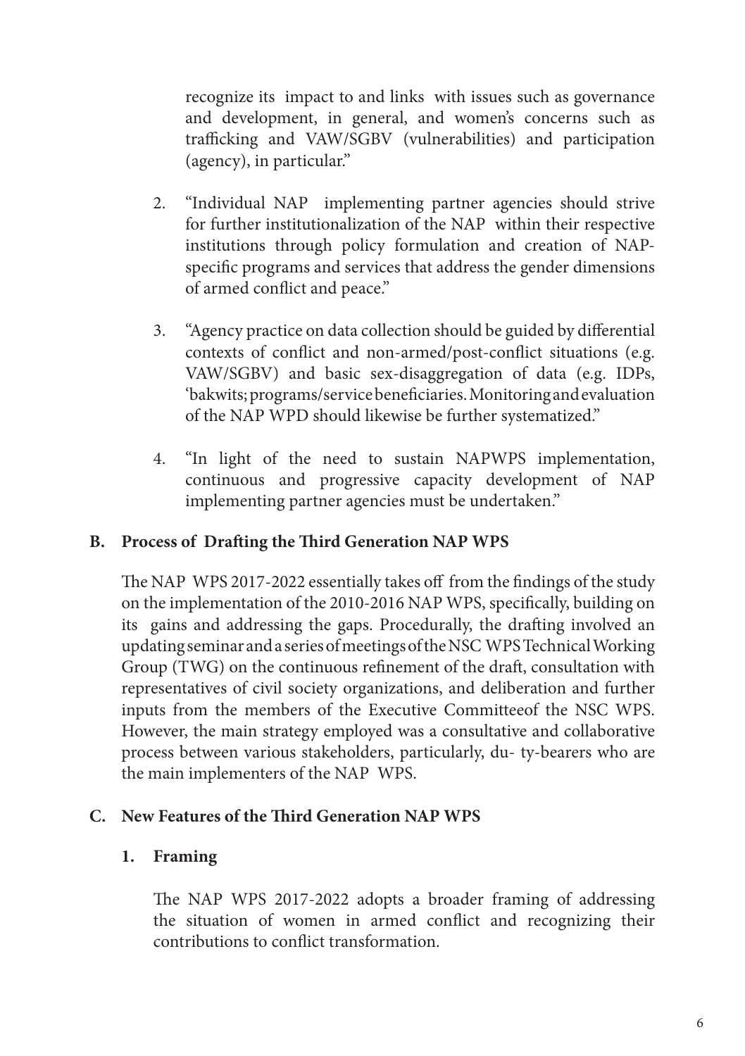recognize its impact to and links with issues such as governance and development, in general, and women's concerns such as trafficking and VAW/SGBV (vulnerabilities) and participation (agency), in particular."

2. "Individual NAP implementing partner agencies should strive for further institutionalization of the NAP within their respective institutions through policy formulation and creation of NAP-specific programs and services that address the gender dimensions of armed conflict and peace."

3. "Agency practice on data collection should be guided by differential contexts of conflict and non-armed/post-conflict situations (e.g. VAW/SGBV) and basic sex-disaggregation of data (e.g. IDPs, 'bakwits; programs/service beneficiaries. Monitoring and evaluation of the NAP WPD should likewise be further systematized."

4. "In light of the need to sustain NAPWPS implementation, continuous and progressive capacity development of NAP implementing partner agencies must be undertaken."

## B. Process of Drafting the Third Generation NAP WPS

The NAP WPS 2017-2022 essentially takes off from the findings of the study on the implementation of the 2010-2016 NAP WPS, specifically, building on its gains and addressing the gaps. Procedurally, the drafting involved an updating seminar and a series of meetings of the NSC WPS Technical Working Group (TWG) on the continuous refinement of the draft, consultation with representatives of civil society organizations, and deliberation and further inputs from the members of the Executive Committeeof the NSC WPS. However, the main strategy employed was a consultative and collaborative process between various stakeholders, particularly, du- ty-bearers who are the main implementers of the NAP WPS.

## C. New Features of the Third Generation NAP WPS

### 1. Framing

The NAP WPS 2017-2022 adopts a broader framing of addressing the situation of women in armed conflict and recognizing their contributions to conflict transformation.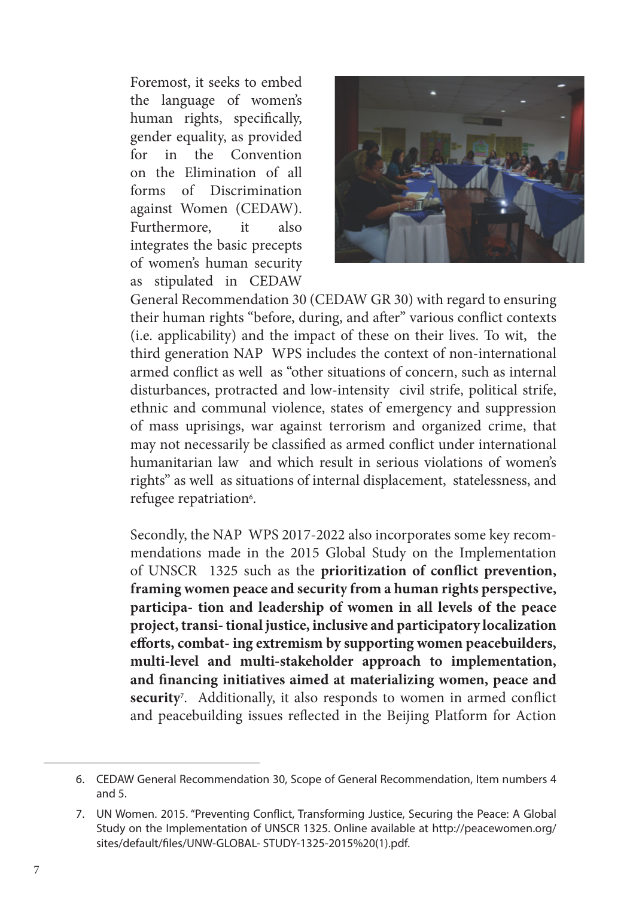Foremost, it seeks to embed the language of women's human rights, specifically, gender equality, as provided for in the Convention on the Elimination of all forms of Discrimination against Women (CEDAW). Furthermore, it also integrates the basic precepts of women's human security as stipulated in CEDAW General Recommendation 30 (CEDAW GR 30) with regard to ensuring their human rights "before, during, and after" various conflict contexts (i.e. applicability) and the impact of these on their lives. To wit, the third generation NAP WPS includes the context of non-international armed conflict as well as "other situations of concern, such as internal disturbances, protracted and low-intensity civil strife, political strife, ethnic and communal violence, states of emergency and suppression of mass uprisings, war against terrorism and organized crime, that may not necessarily be classified as armed conflict under international humanitarian law and which result in serious violations of women's rights" as well as situations of internal displacement, statelessness, and refugee repatriation[6].

Secondly, the NAP WPS 2017-2022 also incorporates some key recommendations made in the 2015 Global Study on the Implementation of UNSCR 1325 such as the **prioritization of conflict prevention, framing women peace and security from a human rights perspective, participation and leadership of women in all levels of the peace project, transitional justice, inclusive and participatory localization efforts, combating extremism by supporting women peacebuilders, multi-level and multi-stakeholder approach to implementation, and financing initiatives aimed at materializing women, peace and security**[7]. Additionally, it also responds to women in armed conflict and peacebuilding issues reflected in the Beijing Platform for Action

6. CEDAW General Recommendation 30, Scope of General Recommendation, Item numbers 4 and 5.

7. UN Women. 2015. "Preventing Conflict, Transforming Justice, Securing the Peace: A Global Study on the Implementation of UNSCR 1325. Online available at http://peacewomen.org/sites/default/files/UNW-GLOBAL- STUDY-1325-2015%20(1).pdf.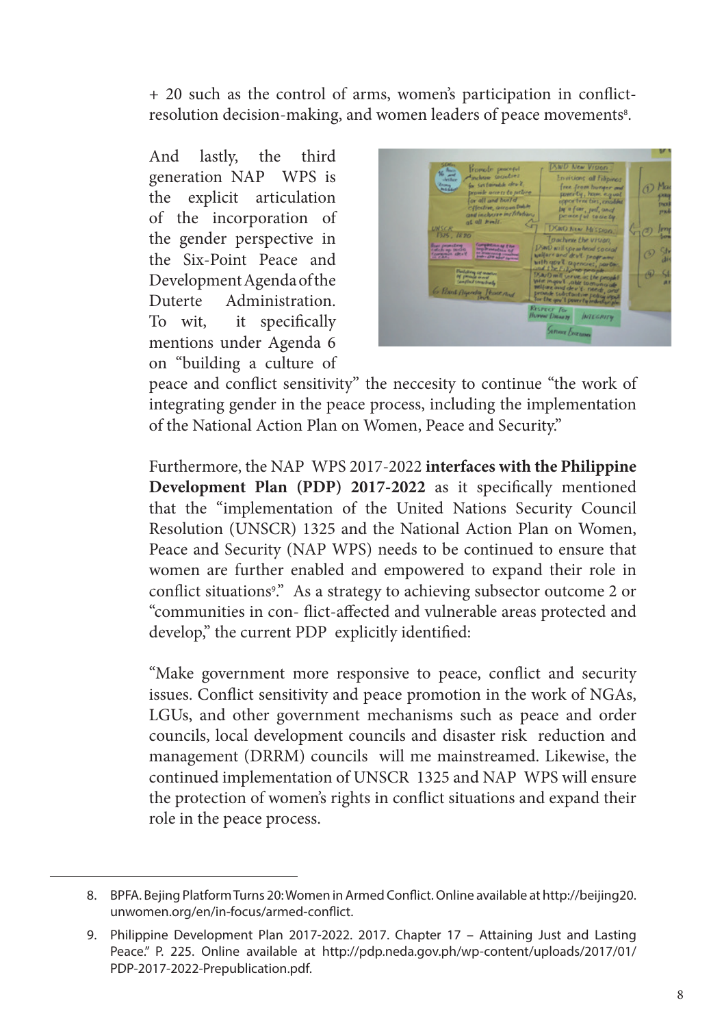+ 20 such as the control of arms, women's participation in conflict-resolution decision-making, and women leaders of peace movements[8].

And lastly, the third generation NAP WPS is the explicit articulation of the incorporation of the gender perspective in the Six-Point Peace and Development Agenda of the Duterte Administration. To wit, it specifically mentions under Agenda 6 on "building a culture of peace and conflict sensitivity" the neccesity to continue "the work of integrating gender in the peace process, including the implementation of the National Action Plan on Women, Peace and Security."

Furthermore, the NAP WPS 2017-2022 **interfaces with the Philippine Development Plan (PDP) 2017-2022** as it specifically mentioned that the "implementation of the United Nations Security Council Resolution (UNSCR) 1325 and the National Action Plan on Women, Peace and Security (NAP WPS) needs to be continued to ensure that women are further enabled and empowered to expand their role in conflict situations[9]." As a strategy to achieving subsector outcome 2 or "communities in con- flict-affected and vulnerable areas protected and develop," the current PDP explicitly identified:

"Make government more responsive to peace, conflict and security issues. Conflict sensitivity and peace promotion in the work of NGAs, LGUs, and other government mechanisms such as peace and order councils, local development councils and disaster risk reduction and management (DRRM) councils will me mainstreamed. Likewise, the continued implementation of UNSCR 1325 and NAP WPS will ensure the protection of women's rights in conflict situations and expand their role in the peace process.

---

8. BPFA. Bejing Platform Turns 20: Women in Armed Conflict. Online available at http://beijing20.unwomen.org/en/in-focus/armed-conflict.
9. Philippine Development Plan 2017-2022. 2017. Chapter 17 – Attaining Just and Lasting Peace." P. 225. Online available at http://pdp.neda.gov.ph/wp-content/uploads/2017/01/PDP-2017-2022-Prepublication.pdf.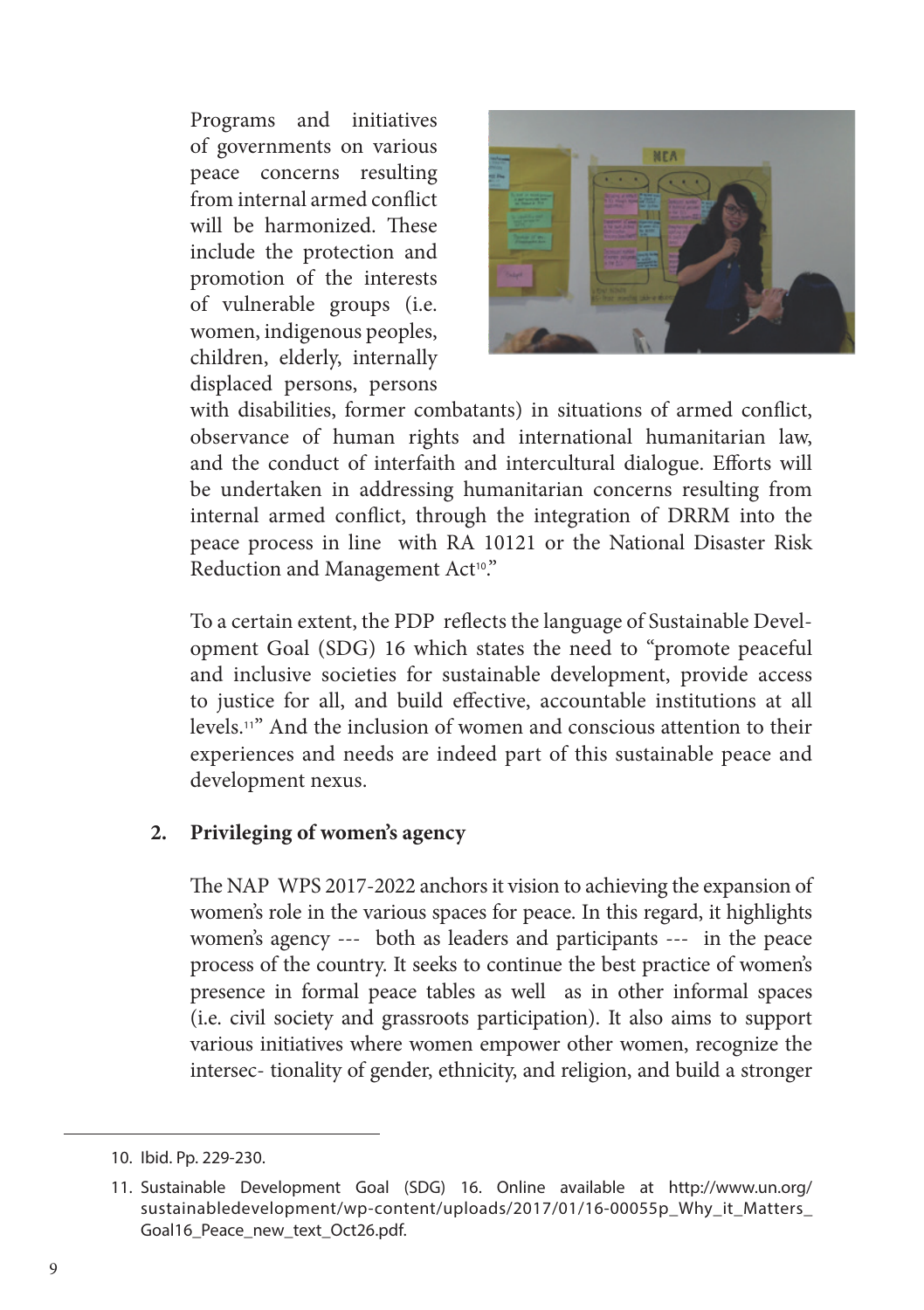Programs and initiatives of governments on various peace concerns resulting from internal armed conflict will be harmonized. These include the protection and promotion of the interests of vulnerable groups (i.e. women, indigenous peoples, children, elderly, internally displaced persons, persons with disabilities, former combatants) in situations of armed conflict, observance of human rights and international humanitarian law, and the conduct of interfaith and intercultural dialogue. Efforts will be undertaken in addressing humanitarian concerns resulting from internal armed conflict, through the integration of DRRM into the peace process in line with RA 10121 or the National Disaster Risk Reduction and Management Act[10]."

To a certain extent, the PDP reflects the language of Sustainable Development Goal (SDG) 16 which states the need to "promote peaceful and inclusive societies for sustainable development, provide access to justice for all, and build effective, accountable institutions at all levels.[11]" And the inclusion of women and conscious attention to their experiences and needs are indeed part of this sustainable peace and development nexus.

**2. Privileging of women's agency**

The NAP WPS 2017-2022 anchors it vision to achieving the expansion of women's role in the various spaces for peace. In this regard, it highlights women's agency --- both as leaders and participants --- in the peace process of the country. It seeks to continue the best practice of women's presence in formal peace tables as well as in other informal spaces (i.e. civil society and grassroots participation). It also aims to support various initiatives where women empower other women, recognize the intersec- tionality of gender, ethnicity, and religion, and build a stronger

10. Ibid. Pp. 229-230.

11. Sustainable Development Goal (SDG) 16. Online available at http://www.un.org/sustainabledevelopment/wp-content/uploads/2017/01/16-00055p_Why_it_Matters_Goal16_Peace_new_text_Oct26.pdf.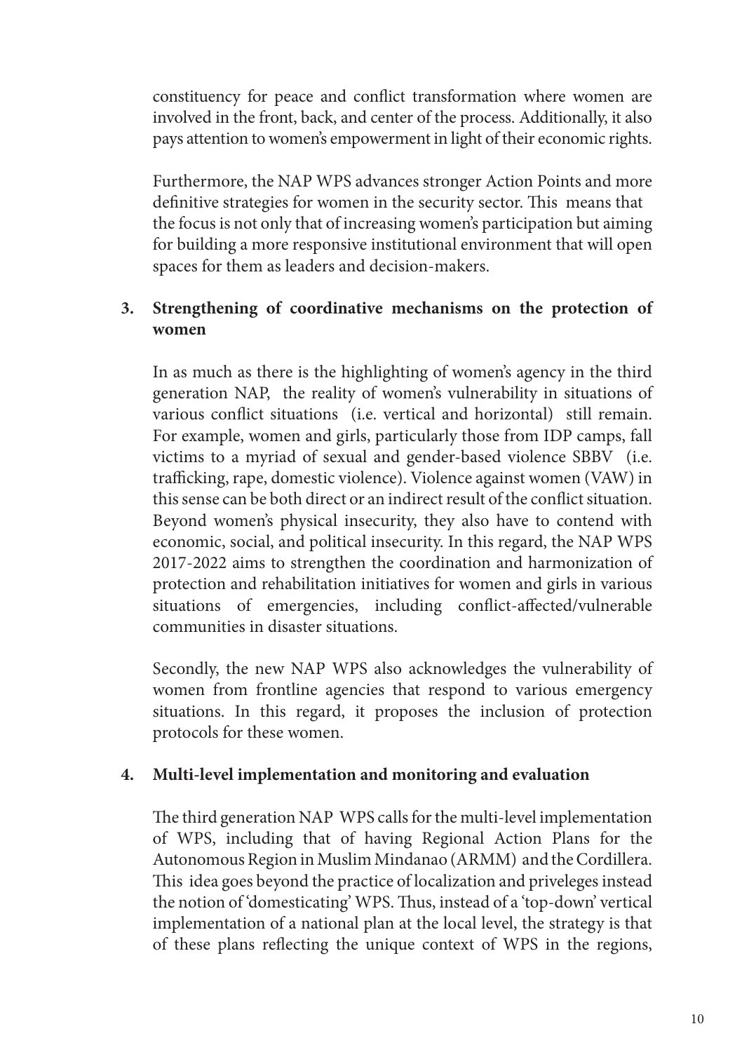constituency for peace and conflict transformation where women are involved in the front, back, and center of the process. Additionally, it also pays attention to women's empowerment in light of their economic rights.

Furthermore, the NAP WPS advances stronger Action Points and more definitive strategies for women in the security sector. This means that the focus is not only that of increasing women's participation but aiming for building a more responsive institutional environment that will open spaces for them as leaders and decision-makers.

**3. Strengthening of coordinative mechanisms on the protection of women**

In as much as there is the highlighting of women's agency in the third generation NAP, the reality of women's vulnerability in situations of various conflict situations (i.e. vertical and horizontal) still remain. For example, women and girls, particularly those from IDP camps, fall victims to a myriad of sexual and gender-based violence SBBV (i.e. trafficking, rape, domestic violence). Violence against women (VAW) in this sense can be both direct or an indirect result of the conflict situation. Beyond women's physical insecurity, they also have to contend with economic, social, and political insecurity. In this regard, the NAP WPS 2017-2022 aims to strengthen the coordination and harmonization of protection and rehabilitation initiatives for women and girls in various situations of emergencies, including conflict-affected/vulnerable communities in disaster situations.

Secondly, the new NAP WPS also acknowledges the vulnerability of women from frontline agencies that respond to various emergency situations. In this regard, it proposes the inclusion of protection protocols for these women.

**4. Multi-level implementation and monitoring and evaluation**

The third generation NAP WPS calls for the multi-level implementation of WPS, including that of having Regional Action Plans for the Autonomous Region in Muslim Mindanao (ARMM) and the Cordillera. This idea goes beyond the practice of localization and priveleges instead the notion of 'domesticating' WPS. Thus, instead of a 'top-down' vertical implementation of a national plan at the local level, the strategy is that of these plans reflecting the unique context of WPS in the regions,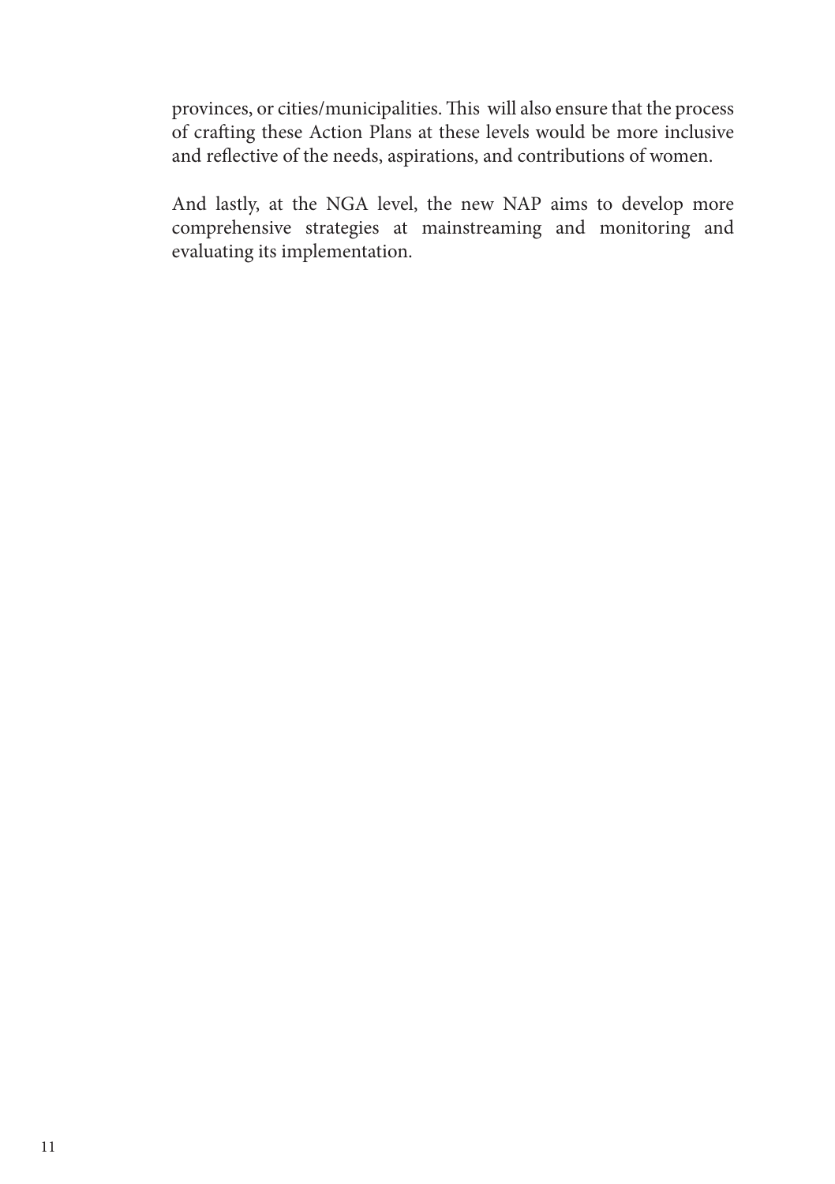provinces, or cities/municipalities. This will also ensure that the process of crafting these Action Plans at these levels would be more inclusive and reflective of the needs, aspirations, and contributions of women.

And lastly, at the NGA level, the new NAP aims to develop more comprehensive strategies at mainstreaming and monitoring and evaluating its implementation.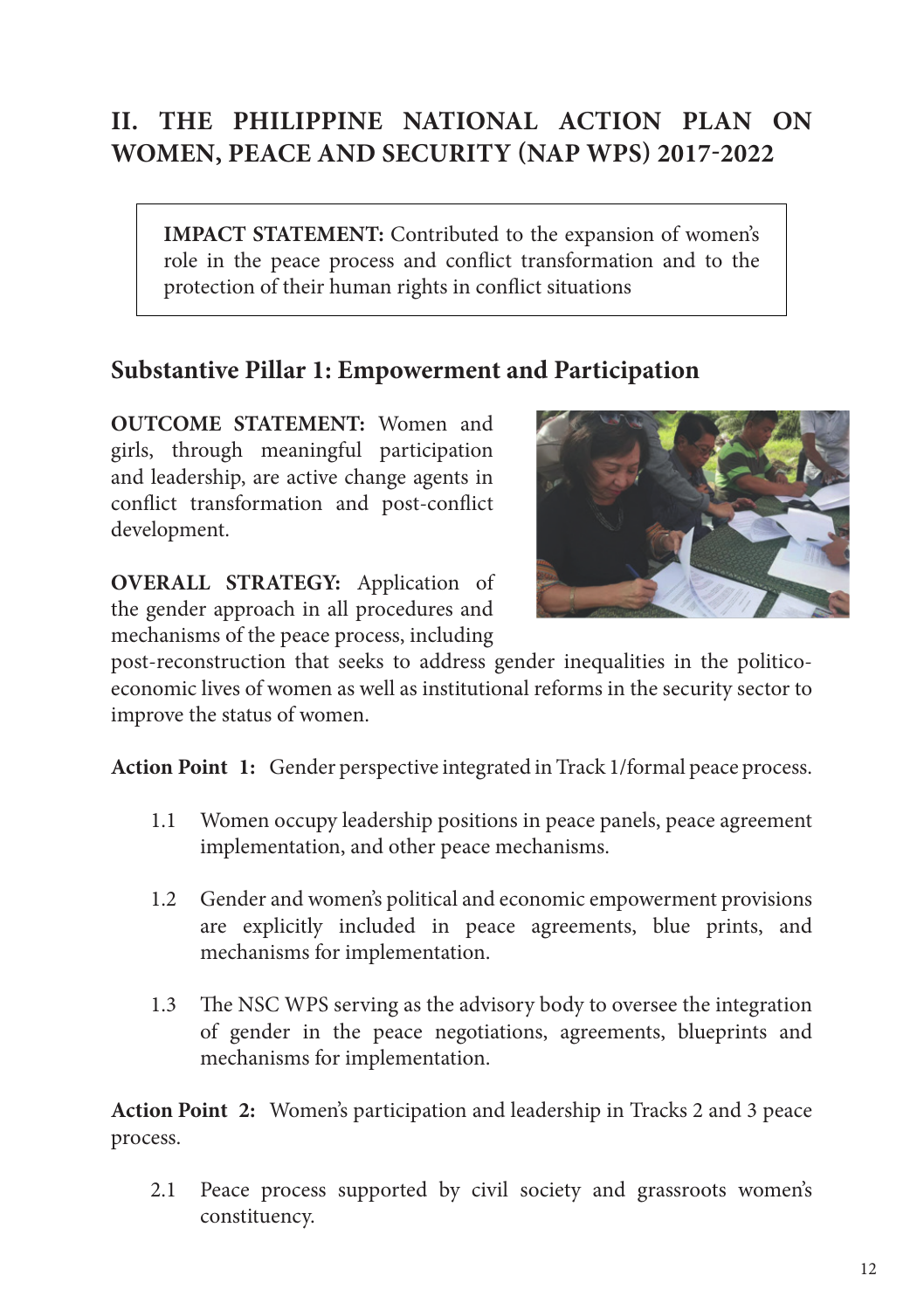## II. THE PHILIPPINE NATIONAL ACTION PLAN ON WOMEN, PEACE AND SECURITY (NAP WPS) 2017-2022

**IMPACT STATEMENT:** Contributed to the expansion of women's role in the peace process and conflict transformation and to the protection of their human rights in conflict situations

### Substantive Pillar 1: Empowerment and Participation

**OUTCOME STATEMENT:** Women and girls, through meaningful participation and leadership, are active change agents in conflict transformation and post-conflict development.

**OVERALL STRATEGY:** Application of the gender approach in all procedures and mechanisms of the peace process, including post-reconstruction that seeks to address gender inequalities in the politico-economic lives of women as well as institutional reforms in the security sector to improve the status of women.

**Action Point 1:** Gender perspective integrated in Track 1/formal peace process.

1.1 Women occupy leadership positions in peace panels, peace agreement implementation, and other peace mechanisms.

1.2 Gender and women's political and economic empowerment provisions are explicitly included in peace agreements, blue prints, and mechanisms for implementation.

1.3 The NSC WPS serving as the advisory body to oversee the integration of gender in the peace negotiations, agreements, blueprints and mechanisms for implementation.

**Action Point 2:** Women's participation and leadership in Tracks 2 and 3 peace process.

2.1 Peace process supported by civil society and grassroots women's constituency.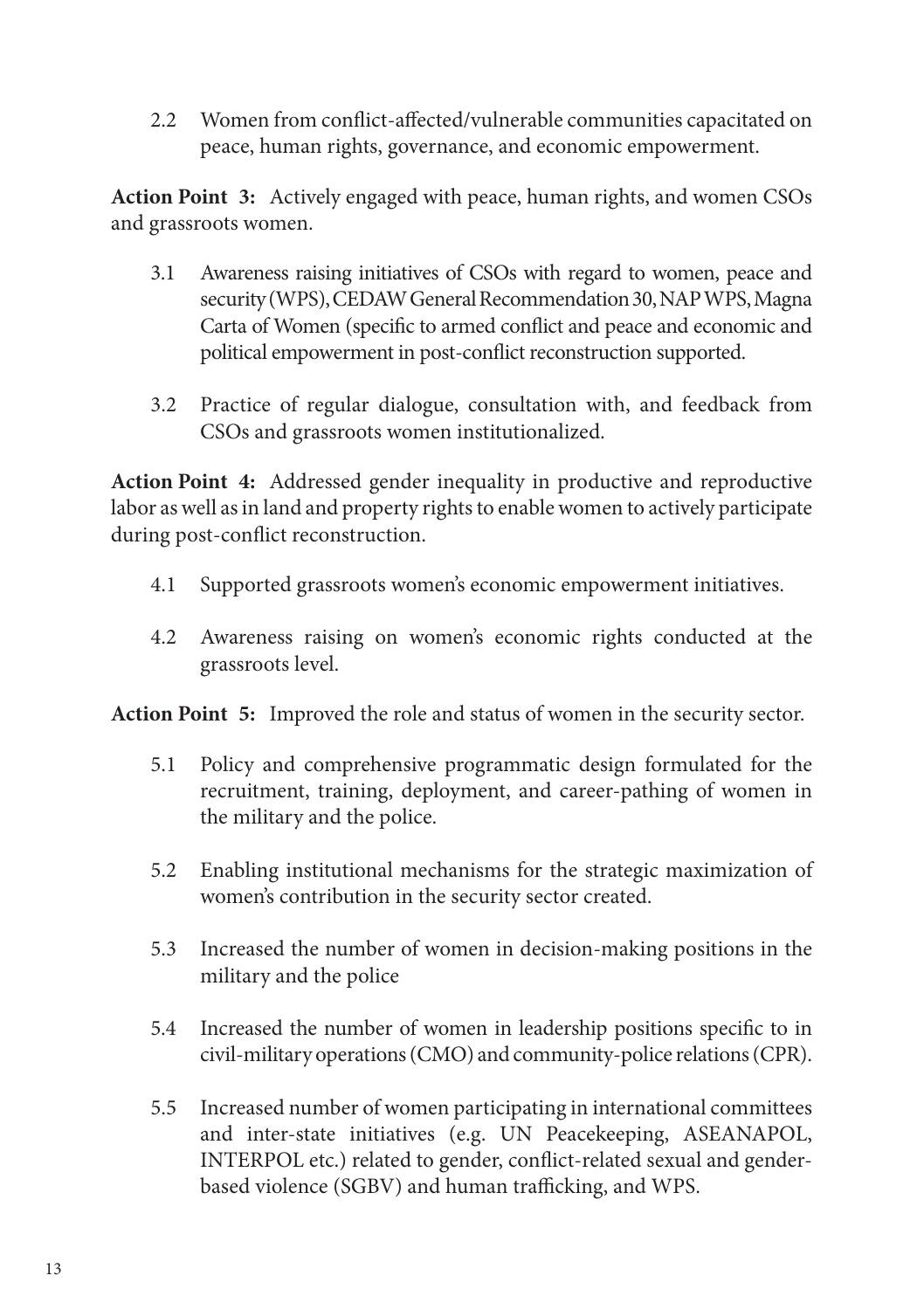2.2 Women from conflict-affected/vulnerable communities capacitated on peace, human rights, governance, and economic empowerment.

**Action Point 3:** Actively engaged with peace, human rights, and women CSOs and grassroots women.

3.1 Awareness raising initiatives of CSOs with regard to women, peace and security (WPS), CEDAW General Recommendation 30, NAP WPS, Magna Carta of Women (specific to armed conflict and peace and economic and political empowerment in post-conflict reconstruction supported.

3.2 Practice of regular dialogue, consultation with, and feedback from CSOs and grassroots women institutionalized.

**Action Point 4:** Addressed gender inequality in productive and reproductive labor as well as in land and property rights to enable women to actively participate during post-conflict reconstruction.

4.1 Supported grassroots women's economic empowerment initiatives.

4.2 Awareness raising on women's economic rights conducted at the grassroots level.

**Action Point 5:** Improved the role and status of women in the security sector.

5.1 Policy and comprehensive programmatic design formulated for the recruitment, training, deployment, and career-pathing of women in the military and the police.

5.2 Enabling institutional mechanisms for the strategic maximization of women's contribution in the security sector created.

5.3 Increased the number of women in decision-making positions in the military and the police

5.4 Increased the number of women in leadership positions specific to in civil-military operations (CMO) and community-police relations (CPR).

5.5 Increased number of women participating in international committees and inter-state initiatives (e.g. UN Peacekeeping, ASEANAPOL, INTERPOL etc.) related to gender, conflict-related sexual and gender-based violence (SGBV) and human trafficking, and WPS.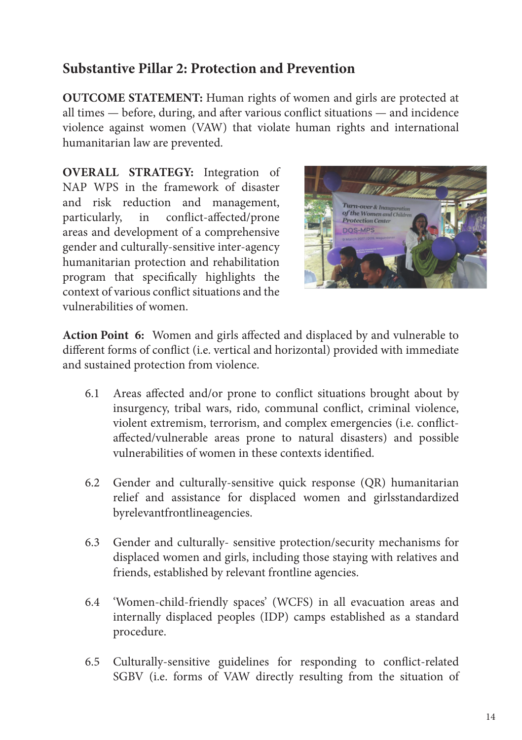## Substantive Pillar 2: Protection and Prevention

**OUTCOME STATEMENT:** Human rights of women and girls are protected at all times — before, during, and after various conflict situations — and incidence violence against women (VAW) that violate human rights and international humanitarian law are prevented.

**OVERALL STRATEGY:** Integration of NAP WPS in the framework of disaster and risk reduction and management, particularly, in conflict-affected/prone areas and development of a comprehensive gender and culturally-sensitive inter-agency humanitarian protection and rehabilitation program that specifically highlights the context of various conflict situations and the vulnerabilities of women.

**Action Point 6:** Women and girls affected and displaced by and vulnerable to different forms of conflict (i.e. vertical and horizontal) provided with immediate and sustained protection from violence.

6.1 Areas affected and/or prone to conflict situations brought about by insurgency, tribal wars, rido, communal conflict, criminal violence, violent extremism, terrorism, and complex emergencies (i.e. conflict-affected/vulnerable areas prone to natural disasters) and possible vulnerabilities of women in these contexts identified.

6.2 Gender and culturally-sensitive quick response (QR) humanitarian relief and assistance for displaced women and girlsstandardized byrelevantfrontlineagencies.

6.3 Gender and culturally- sensitive protection/security mechanisms for displaced women and girls, including those staying with relatives and friends, established by relevant frontline agencies.

6.4 'Women-child-friendly spaces' (WCFS) in all evacuation areas and internally displaced peoples (IDP) camps established as a standard procedure.

6.5 Culturally-sensitive guidelines for responding to conflict-related SGBV (i.e. forms of VAW directly resulting from the situation of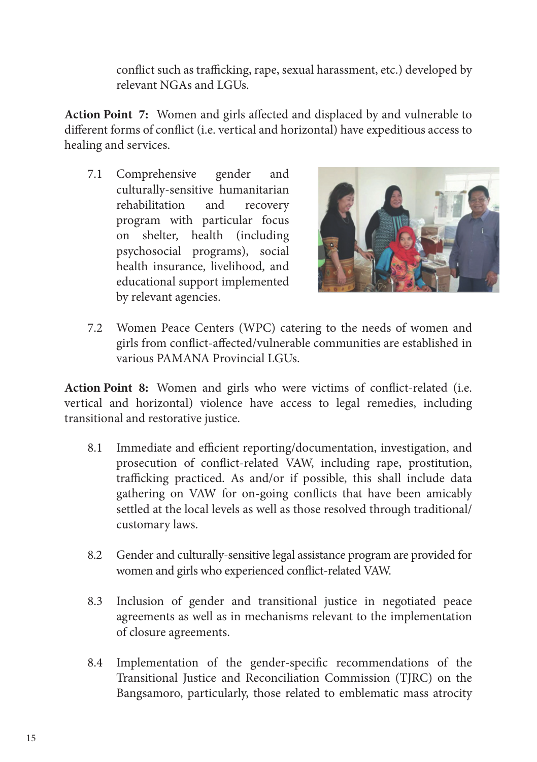conflict such as trafficking, rape, sexual harassment, etc.) developed by relevant NGAs and LGUs.

**Action Point 7:** Women and girls affected and displaced by and vulnerable to different forms of conflict (i.e. vertical and horizontal) have expeditious access to healing and services.

7.1 Comprehensive gender and culturally-sensitive humanitarian rehabilitation and recovery program with particular focus on shelter, health (including psychosocial programs), social health insurance, livelihood, and educational support implemented by relevant agencies.

7.2 Women Peace Centers (WPC) catering to the needs of women and girls from conflict-affected/vulnerable communities are established in various PAMANA Provincial LGUs.

**Action Point 8:** Women and girls who were victims of conflict-related (i.e. vertical and horizontal) violence have access to legal remedies, including transitional and restorative justice.

8.1 Immediate and efficient reporting/documentation, investigation, and prosecution of conflict-related VAW, including rape, prostitution, trafficking practiced. As and/or if possible, this shall include data gathering on VAW for on-going conflicts that have been amicably settled at the local levels as well as those resolved through traditional/ customary laws.

8.2 Gender and culturally-sensitive legal assistance program are provided for women and girls who experienced conflict-related VAW.

8.3 Inclusion of gender and transitional justice in negotiated peace agreements as well as in mechanisms relevant to the implementation of closure agreements.

8.4 Implementation of the gender-specific recommendations of the Transitional Justice and Reconciliation Commission (TJRC) on the Bangsamoro, particularly, those related to emblematic mass atrocity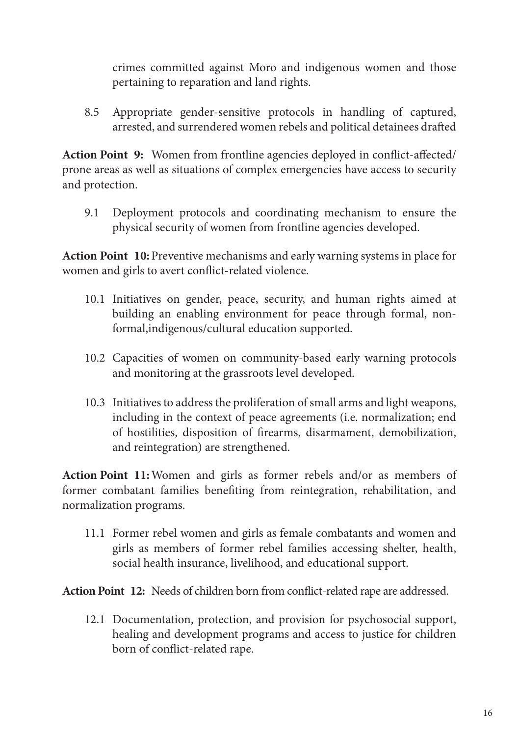crimes committed against Moro and indigenous women and those pertaining to reparation and land rights.

8.5 Appropriate gender-sensitive protocols in handling of captured, arrested, and surrendered women rebels and political detainees drafted

**Action Point 9:** Women from frontline agencies deployed in conflict-affected/ prone areas as well as situations of complex emergencies have access to security and protection.

9.1 Deployment protocols and coordinating mechanism to ensure the physical security of women from frontline agencies developed.

**Action Point 10:** Preventive mechanisms and early warning systems in place for women and girls to avert conflict-related violence.

10.1 Initiatives on gender, peace, security, and human rights aimed at building an enabling environment for peace through formal, non-formal,indigenous/cultural education supported.

10.2 Capacities of women on community-based early warning protocols and monitoring at the grassroots level developed.

10.3 Initiatives to address the proliferation of small arms and light weapons, including in the context of peace agreements (i.e. normalization; end of hostilities, disposition of firearms, disarmament, demobilization, and reintegration) are strengthened.

**Action Point 11:** Women and girls as former rebels and/or as members of former combatant families benefiting from reintegration, rehabilitation, and normalization programs.

11.1 Former rebel women and girls as female combatants and women and girls as members of former rebel families accessing shelter, health, social health insurance, livelihood, and educational support.

**Action Point 12:** Needs of children born from conflict-related rape are addressed.

12.1 Documentation, protection, and provision for psychosocial support, healing and development programs and access to justice for children born of conflict-related rape.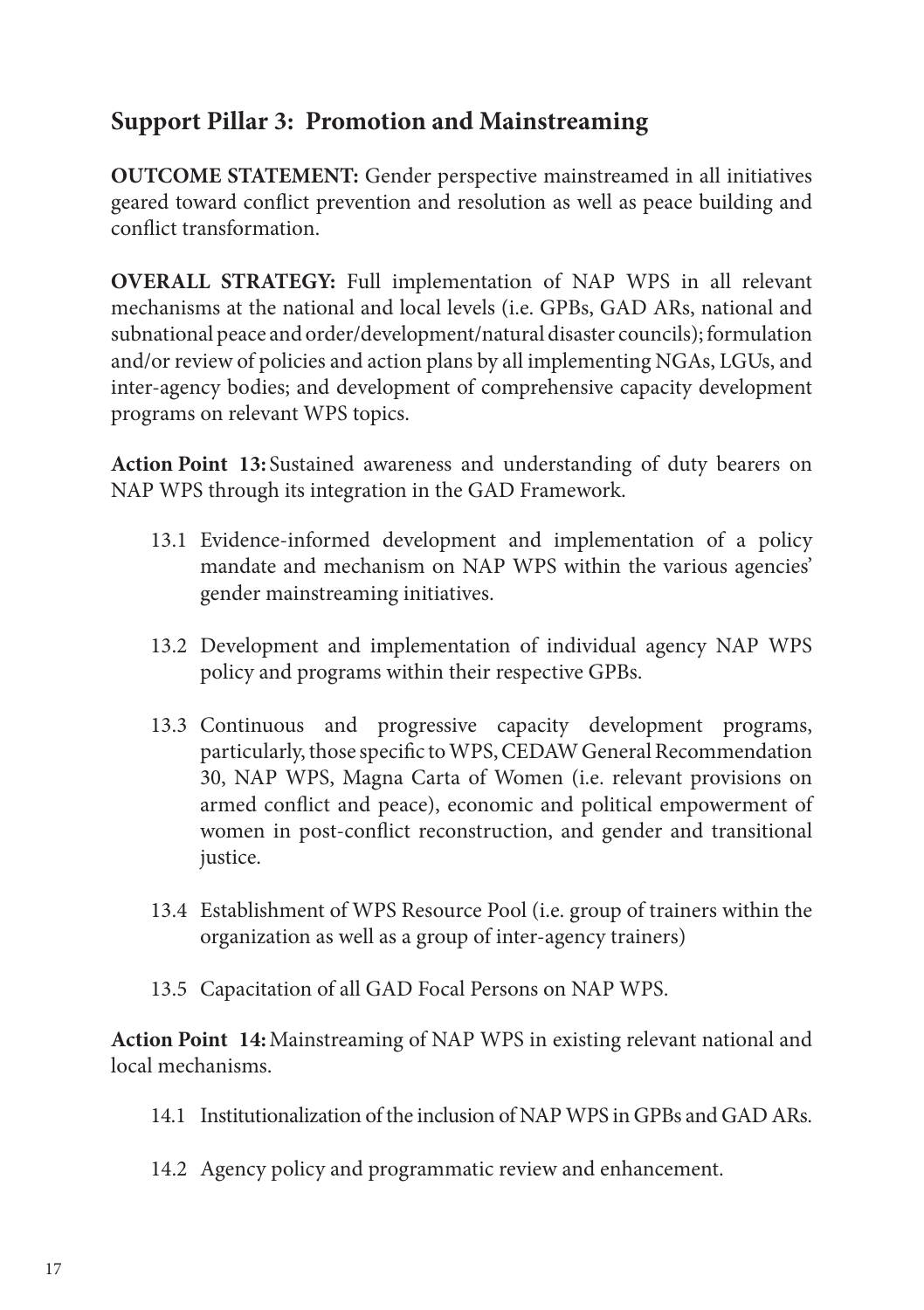## Support Pillar 3: Promotion and Mainstreaming

**OUTCOME STATEMENT:** Gender perspective mainstreamed in all initiatives geared toward conflict prevention and resolution as well as peace building and conflict transformation.

**OVERALL STRATEGY:** Full implementation of NAP WPS in all relevant mechanisms at the national and local levels (i.e. GPBs, GAD ARs, national and subnational peace and order/development/natural disaster councils); formulation and/or review of policies and action plans by all implementing NGAs, LGUs, and inter-agency bodies; and development of comprehensive capacity development programs on relevant WPS topics.

**Action Point 13:** Sustained awareness and understanding of duty bearers on NAP WPS through its integration in the GAD Framework.

- 13.1 Evidence-informed development and implementation of a policy mandate and mechanism on NAP WPS within the various agencies' gender mainstreaming initiatives.
- 13.2 Development and implementation of individual agency NAP WPS policy and programs within their respective GPBs.
- 13.3 Continuous and progressive capacity development programs, particularly, those specific to WPS, CEDAW General Recommendation 30, NAP WPS, Magna Carta of Women (i.e. relevant provisions on armed conflict and peace), economic and political empowerment of women in post-conflict reconstruction, and gender and transitional justice.
- 13.4 Establishment of WPS Resource Pool (i.e. group of trainers within the organization as well as a group of inter-agency trainers)
- 13.5 Capacitation of all GAD Focal Persons on NAP WPS.

**Action Point 14:** Mainstreaming of NAP WPS in existing relevant national and local mechanisms.

- 14.1 Institutionalization of the inclusion of NAP WPS in GPBs and GAD ARs.
- 14.2 Agency policy and programmatic review and enhancement.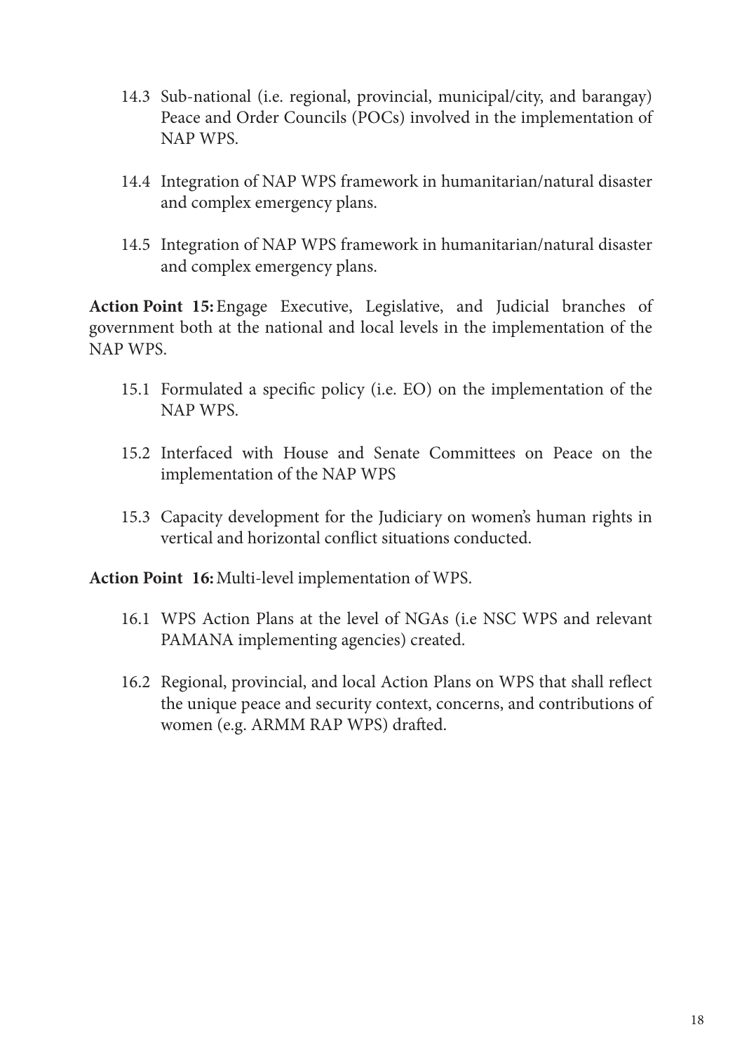14.3 Sub-national (i.e. regional, provincial, municipal/city, and barangay) Peace and Order Councils (POCs) involved in the implementation of NAP WPS.

14.4 Integration of NAP WPS framework in humanitarian/natural disaster and complex emergency plans.

14.5 Integration of NAP WPS framework in humanitarian/natural disaster and complex emergency plans.

**Action Point 15:** Engage Executive, Legislative, and Judicial branches of government both at the national and local levels in the implementation of the NAP WPS.

15.1 Formulated a specific policy (i.e. EO) on the implementation of the NAP WPS.

15.2 Interfaced with House and Senate Committees on Peace on the implementation of the NAP WPS

15.3 Capacity development for the Judiciary on women's human rights in vertical and horizontal conflict situations conducted.

**Action Point 16:** Multi-level implementation of WPS.

16.1 WPS Action Plans at the level of NGAs (i.e NSC WPS and relevant PAMANA implementing agencies) created.

16.2 Regional, provincial, and local Action Plans on WPS that shall reflect the unique peace and security context, concerns, and contributions of women (e.g. ARMM RAP WPS) drafted.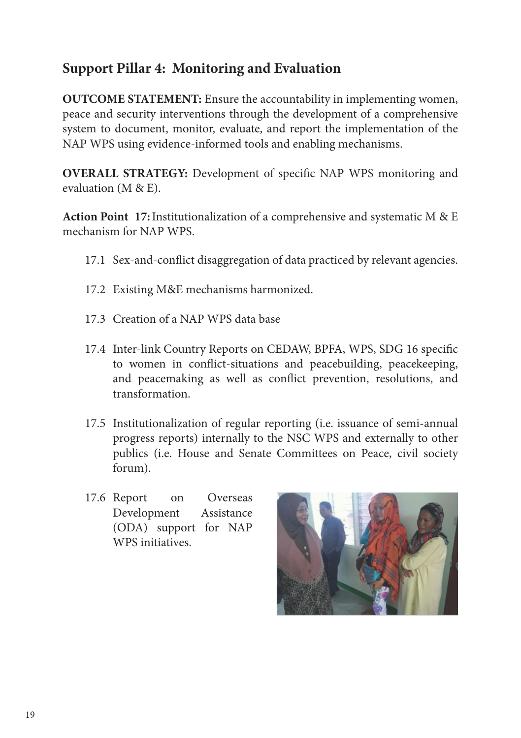## Support Pillar 4: Monitoring and Evaluation

**OUTCOME STATEMENT:** Ensure the accountability in implementing women, peace and security interventions through the development of a comprehensive system to document, monitor, evaluate, and report the implementation of the NAP WPS using evidence-informed tools and enabling mechanisms.

**OVERALL STRATEGY:** Development of specific NAP WPS monitoring and evaluation (M & E).

**Action Point 17:** Institutionalization of a comprehensive and systematic M & E mechanism for NAP WPS.

17.1 Sex-and-conflict disaggregation of data practiced by relevant agencies.

17.2 Existing M&E mechanisms harmonized.

17.3 Creation of a NAP WPS data base

17.4 Inter-link Country Reports on CEDAW, BPFA, WPS, SDG 16 specific to women in conflict-situations and peacebuilding, peacekeeping, and peacemaking as well as conflict prevention, resolutions, and transformation.

17.5 Institutionalization of regular reporting (i.e. issuance of semi-annual progress reports) internally to the NSC WPS and externally to other publics (i.e. House and Senate Committees on Peace, civil society forum).

17.6 Report on Overseas Development Assistance (ODA) support for NAP WPS initiatives.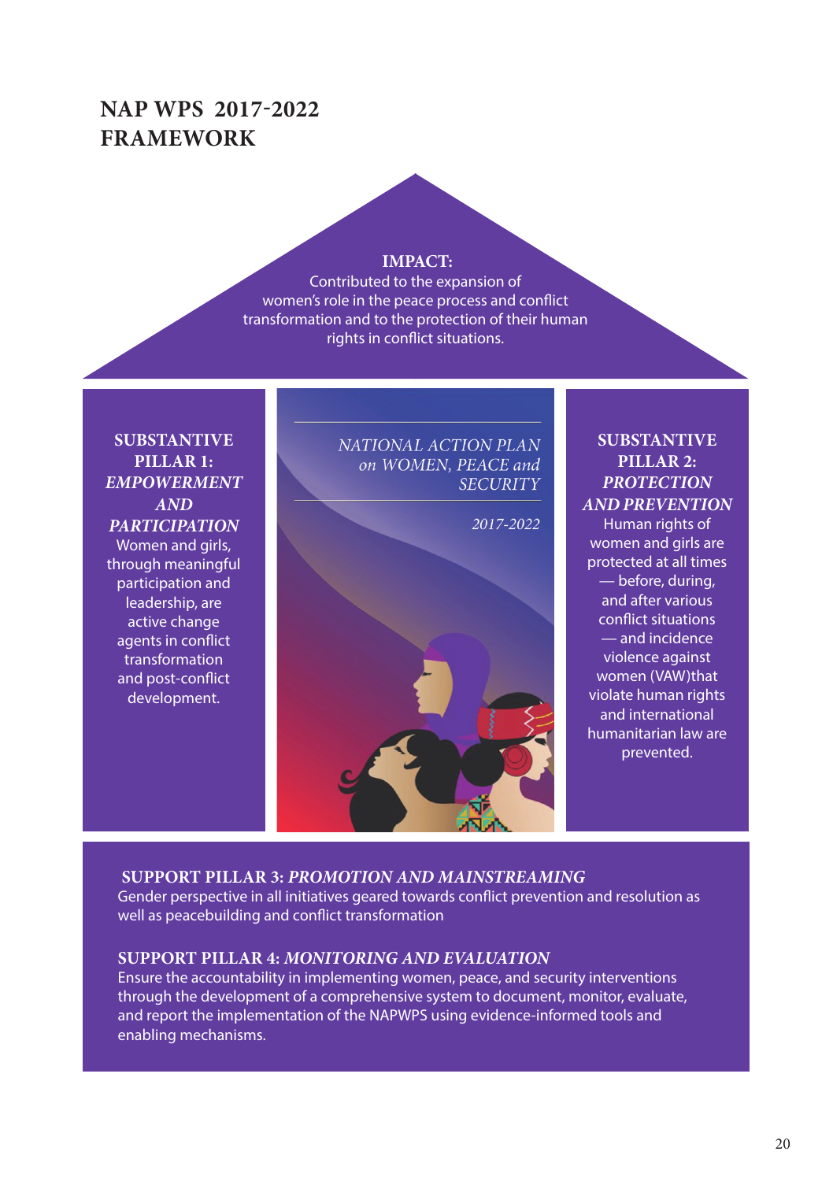# NAP WPS 2017-2022 FRAMEWORK

**IMPACT:**
Contributed to the expansion of women's role in the peace process and conflict transformation and to the protection of their human rights in conflict situations.

**SUBSTANTIVE PILLAR 1: *EMPOWERMENT AND PARTICIPATION***
Women and girls, through meaningful participation and leadership, are active change agents in conflict transformation and post-conflict development.

*NATIONAL ACTION PLAN on WOMEN, PEACE and SECURITY*

*2017-2022*

**SUBSTANTIVE PILLAR 2: *PROTECTION AND PREVENTION***
Human rights of women and girls are protected at all times — before, during, and after various conflict situations — and incidence violence against women (VAW)that violate human rights and international humanitarian law are prevented.

**SUPPORT PILLAR 3: *PROMOTION AND MAINSTREAMING***
Gender perspective in all initiatives geared towards conflict prevention and resolution as well as peacebuilding and conflict transformation

**SUPPORT PILLAR 4: *MONITORING AND EVALUATION***
Ensure the accountability in implementing women, peace, and security interventions through the development of a comprehensive system to document, monitor, evaluate, and report the implementation of the NAPWPS using evidence-informed tools and enabling mechanisms.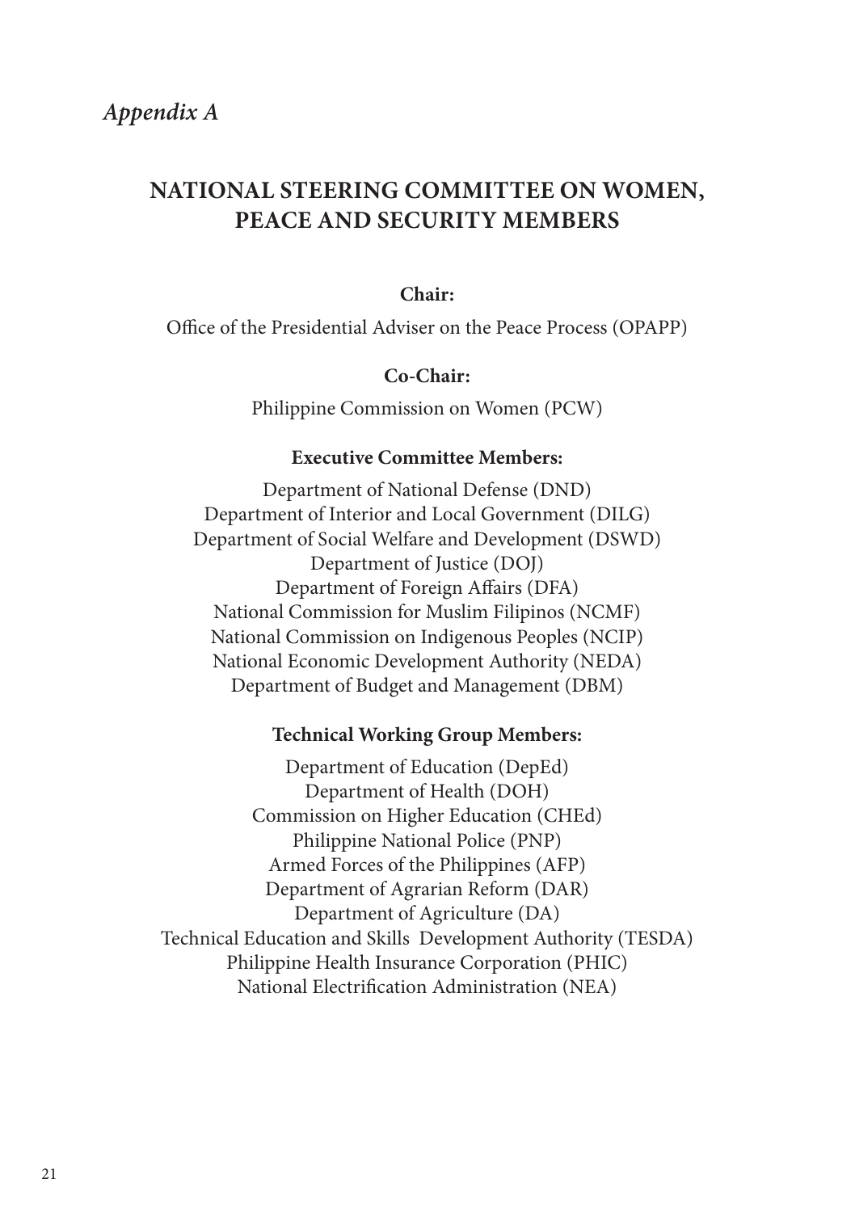*Appendix A*

# NATIONAL STEERING COMMITTEE ON WOMEN, PEACE AND SECURITY MEMBERS

**Chair:**

Office of the Presidential Adviser on the Peace Process (OPAPP)

**Co-Chair:**

Philippine Commission on Women (PCW)

**Executive Committee Members:**

Department of National Defense (DND)
Department of Interior and Local Government (DILG)
Department of Social Welfare and Development (DSWD)
Department of Justice (DOJ)
Department of Foreign Affairs (DFA)
National Commission for Muslim Filipinos (NCMF)
National Commission on Indigenous Peoples (NCIP)
National Economic Development Authority (NEDA)
Department of Budget and Management (DBM)

**Technical Working Group Members:**

Department of Education (DepEd)
Department of Health (DOH)
Commission on Higher Education (CHEd)
Philippine National Police (PNP)
Armed Forces of the Philippines (AFP)
Department of Agrarian Reform (DAR)
Department of Agriculture (DA)
Technical Education and Skills Development Authority (TESDA)
Philippine Health Insurance Corporation (PHIC)
National Electrification Administration (NEA)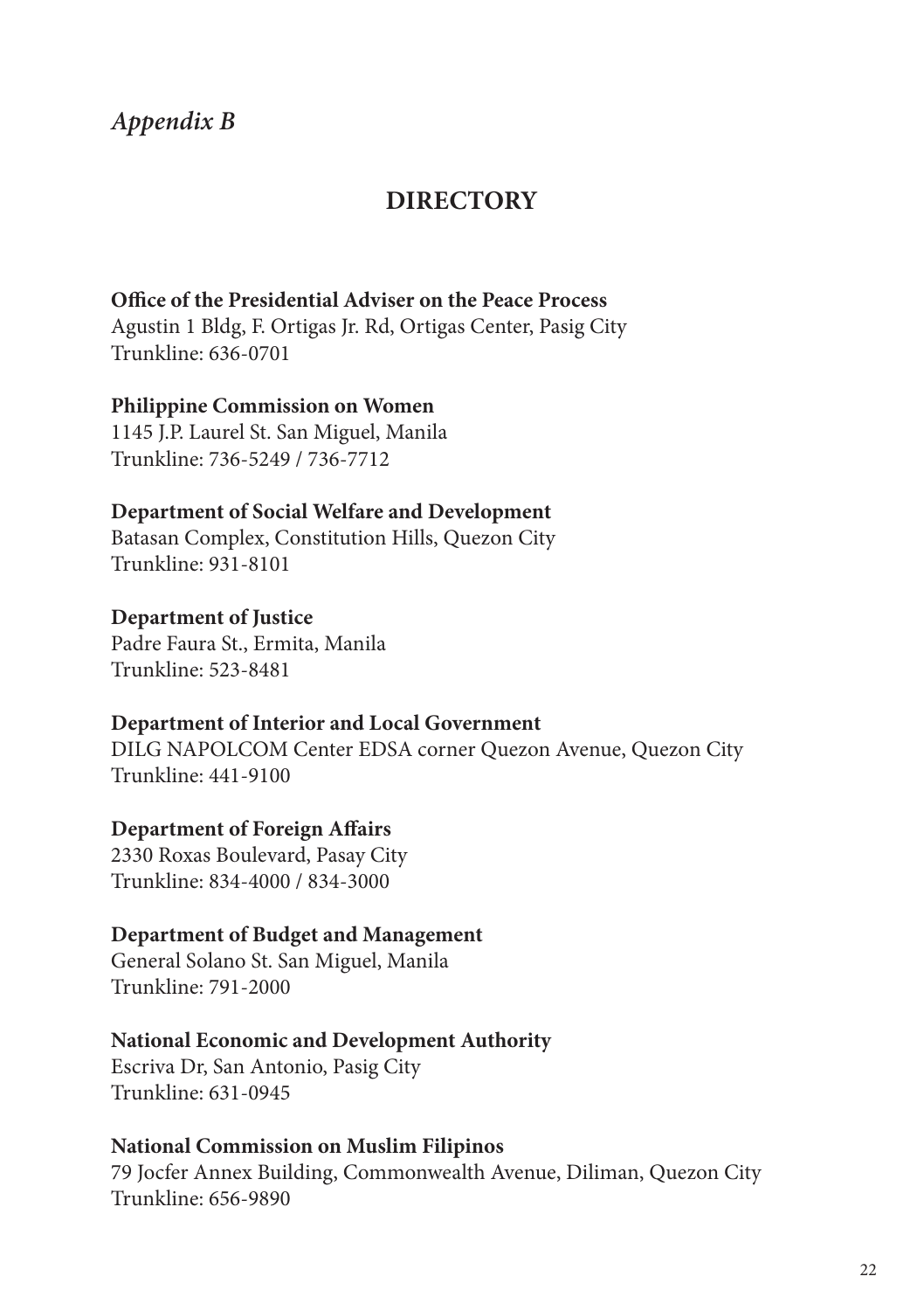*Appendix B*

## DIRECTORY

**Office of the Presidential Adviser on the Peace Process**
Agustin 1 Bldg, F. Ortigas Jr. Rd, Ortigas Center, Pasig City
Trunkline: 636-0701

**Philippine Commission on Women**
1145 J.P. Laurel St. San Miguel, Manila
Trunkline: 736-5249 / 736-7712

**Department of Social Welfare and Development**
Batasan Complex, Constitution Hills, Quezon City
Trunkline: 931-8101

**Department of Justice**
Padre Faura St., Ermita, Manila
Trunkline: 523-8481

**Department of Interior and Local Government**
DILG NAPOLCOM Center EDSA corner Quezon Avenue, Quezon City
Trunkline: 441-9100

**Department of Foreign Affairs**
2330 Roxas Boulevard, Pasay City
Trunkline: 834-4000 / 834-3000

**Department of Budget and Management**
General Solano St. San Miguel, Manila
Trunkline: 791-2000

**National Economic and Development Authority**
Escriva Dr, San Antonio, Pasig City
Trunkline: 631-0945

**National Commission on Muslim Filipinos**
79 Jocfer Annex Building, Commonwealth Avenue, Diliman, Quezon City
Trunkline: 656-9890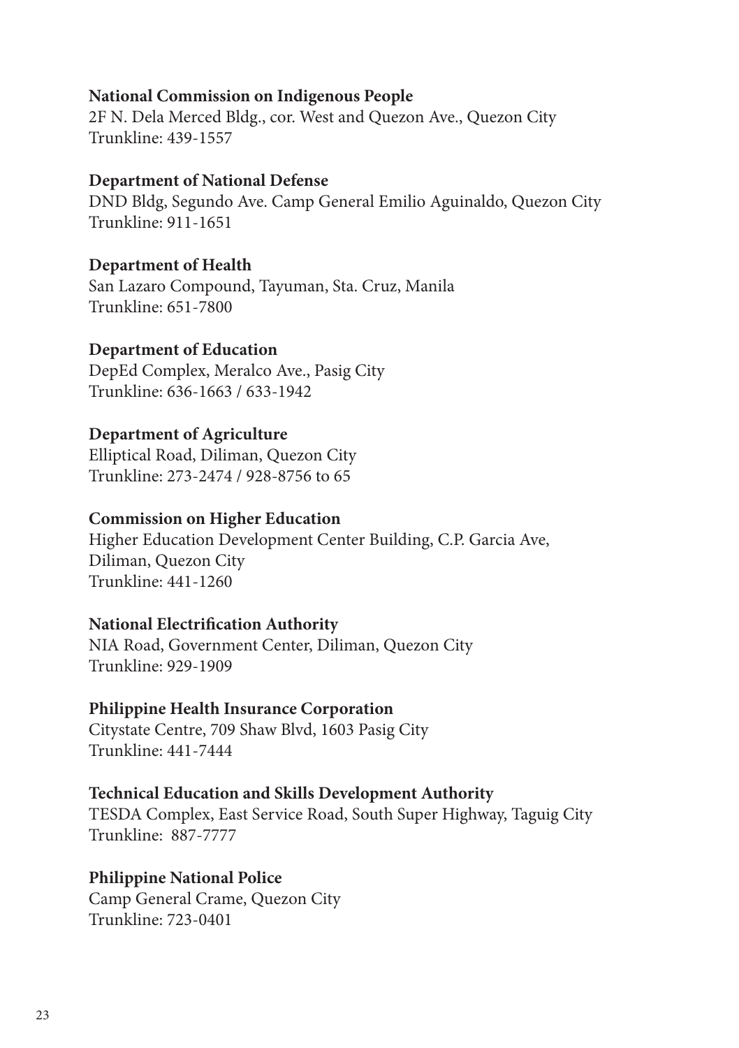**National Commission on Indigenous People**
2F N. Dela Merced Bldg., cor. West and Quezon Ave., Quezon City
Trunkline: 439-1557

**Department of National Defense**
DND Bldg, Segundo Ave. Camp General Emilio Aguinaldo, Quezon City
Trunkline: 911-1651

**Department of Health**
San Lazaro Compound, Tayuman, Sta. Cruz, Manila
Trunkline: 651-7800

**Department of Education**
DepEd Complex, Meralco Ave., Pasig City
Trunkline: 636-1663 / 633-1942

**Department of Agriculture**
Elliptical Road, Diliman, Quezon City
Trunkline: 273-2474 / 928-8756 to 65

**Commission on Higher Education**
Higher Education Development Center Building, C.P. Garcia Ave, Diliman, Quezon City
Trunkline: 441-1260

**National Electrification Authority**
NIA Road, Government Center, Diliman, Quezon City
Trunkline: 929-1909

**Philippine Health Insurance Corporation**
Citystate Centre, 709 Shaw Blvd, 1603 Pasig City
Trunkline: 441-7444

**Technical Education and Skills Development Authority**
TESDA Complex, East Service Road, South Super Highway, Taguig City
Trunkline: 887-7777

**Philippine National Police**
Camp General Crame, Quezon City
Trunkline: 723-0401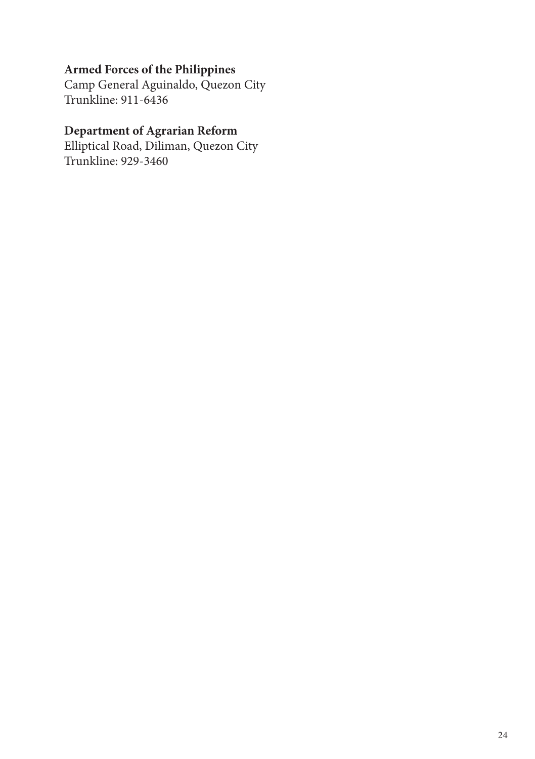**Armed Forces of the Philippines**
Camp General Aguinaldo, Quezon City
Trunkline: 911-6436

**Department of Agrarian Reform**
Elliptical Road, Diliman, Quezon City
Trunkline: 929-3460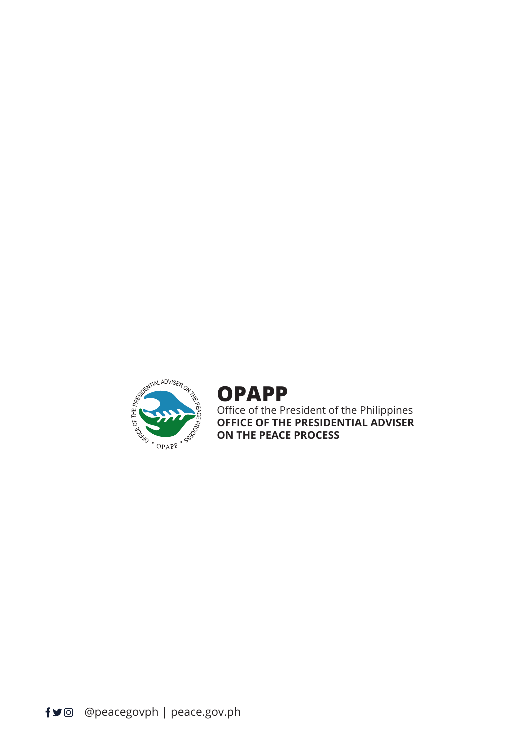**OPAPP**

Office of the President of the Philippines

**OFFICE OF THE PRESIDENTIAL ADVISER ON THE PEACE PROCESS**

@peacegovph | peace.gov.ph